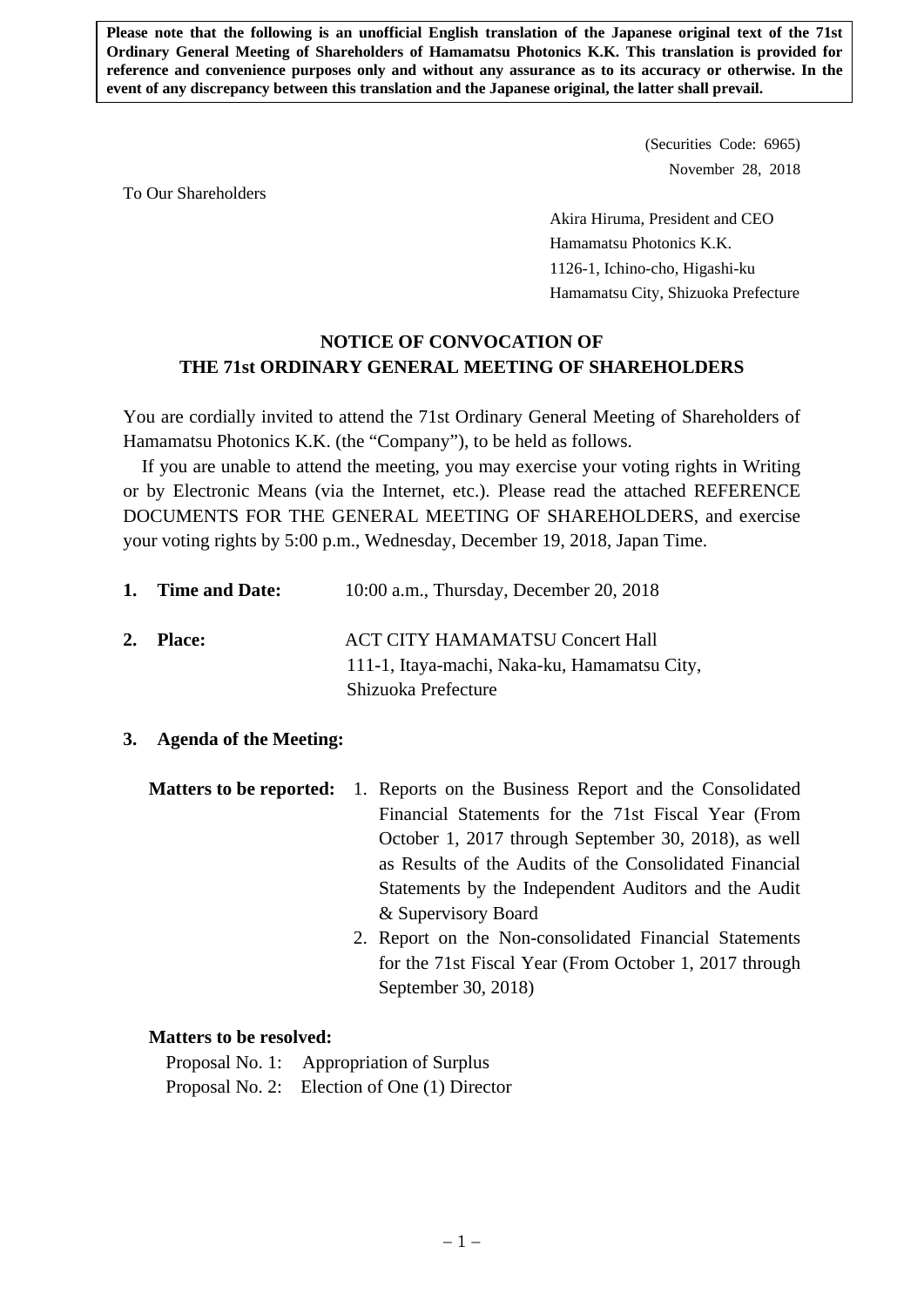**Please note that the following is an unofficial English translation of the Japanese original text of the 71st Ordinary General Meeting of Shareholders of Hamamatsu Photonics K.K. This translation is provided for reference and convenience purposes only and without any assurance as to its accuracy or otherwise. In the event of any discrepancy between this translation and the Japanese original, the latter shall prevail.**

(Securities Code: 6965)
November 28, 2018

To Our Shareholders

Akira Hiruma, President and CEO
Hamamatsu Photonics K.K.
1126-1, Ichino-cho, Higashi-ku
Hamamatsu City, Shizuoka Prefecture

# NOTICE OF CONVOCATION OF THE 71st ORDINARY GENERAL MEETING OF SHAREHOLDERS

You are cordially invited to attend the 71st Ordinary General Meeting of Shareholders of Hamamatsu Photonics K.K. (the "Company"), to be held as follows.

If you are unable to attend the meeting, you may exercise your voting rights in Writing or by Electronic Means (via the Internet, etc.). Please read the attached REFERENCE DOCUMENTS FOR THE GENERAL MEETING OF SHAREHOLDERS, and exercise your voting rights by 5:00 p.m., Wednesday, December 19, 2018, Japan Time.

1. **Time and Date:** 10:00 a.m., Thursday, December 20, 2018

2. **Place:** ACT CITY HAMAMATSU Concert Hall
111-1, Itaya-machi, Naka-ku, Hamamatsu City, Shizuoka Prefecture

3. **Agenda of the Meeting:**

**Matters to be reported:**

1. Reports on the Business Report and the Consolidated Financial Statements for the 71st Fiscal Year (From October 1, 2017 through September 30, 2018), as well as Results of the Audits of the Consolidated Financial Statements by the Independent Auditors and the Audit & Supervisory Board
2. Report on the Non-consolidated Financial Statements for the 71st Fiscal Year (From October 1, 2017 through September 30, 2018)

**Matters to be resolved:**

Proposal No. 1: Appropriation of Surplus
Proposal No. 2: Election of One (1) Director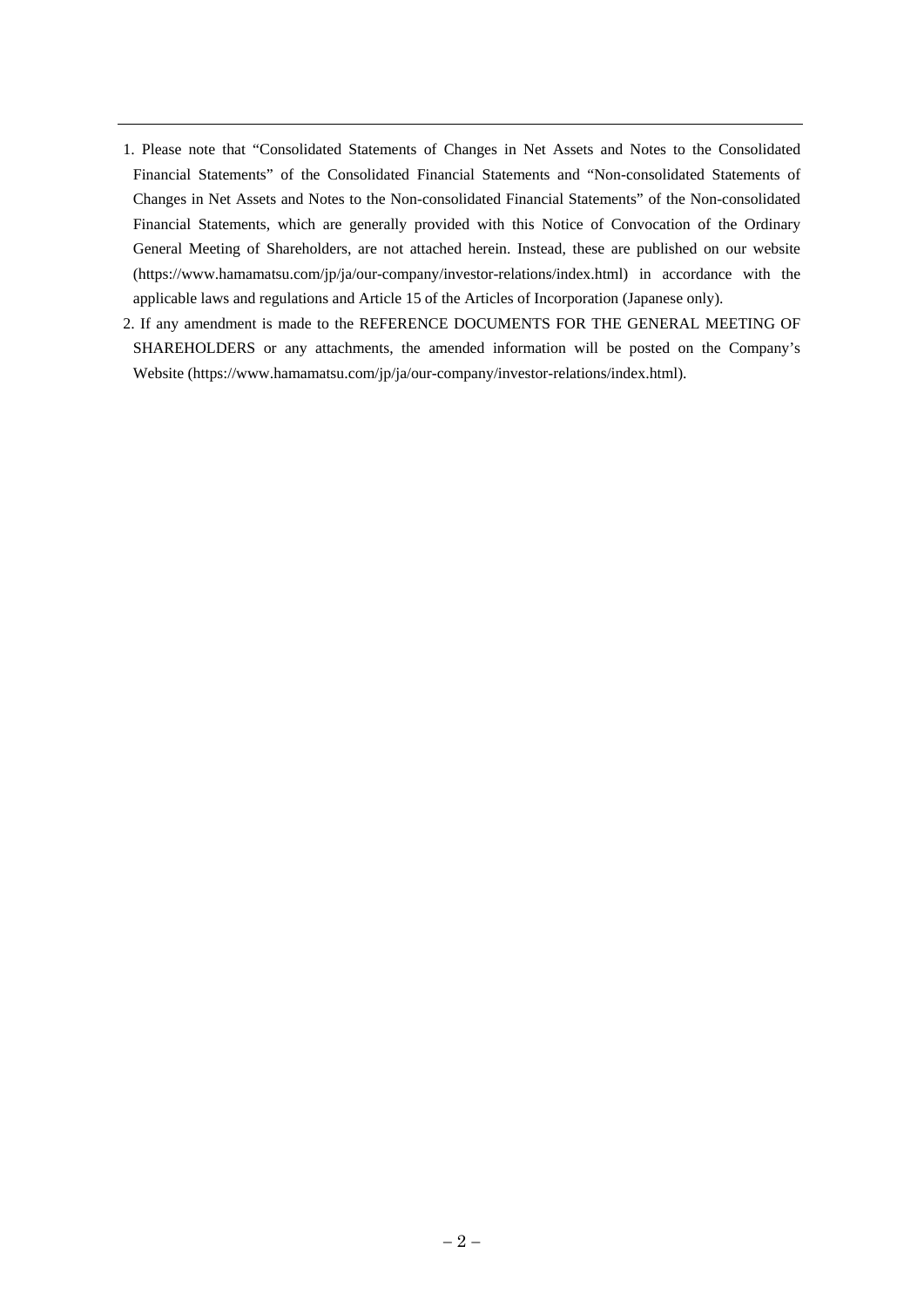1. Please note that "Consolidated Statements of Changes in Net Assets and Notes to the Consolidated Financial Statements" of the Consolidated Financial Statements and "Non-consolidated Statements of Changes in Net Assets and Notes to the Non-consolidated Financial Statements" of the Non-consolidated Financial Statements, which are generally provided with this Notice of Convocation of the Ordinary General Meeting of Shareholders, are not attached herein. Instead, these are published on our website (https://www.hamamatsu.com/jp/ja/our-company/investor-relations/index.html) in accordance with the applicable laws and regulations and Article 15 of the Articles of Incorporation (Japanese only).
2. If any amendment is made to the REFERENCE DOCUMENTS FOR THE GENERAL MEETING OF SHAREHOLDERS or any attachments, the amended information will be posted on the Company's Website (https://www.hamamatsu.com/jp/ja/our-company/investor-relations/index.html).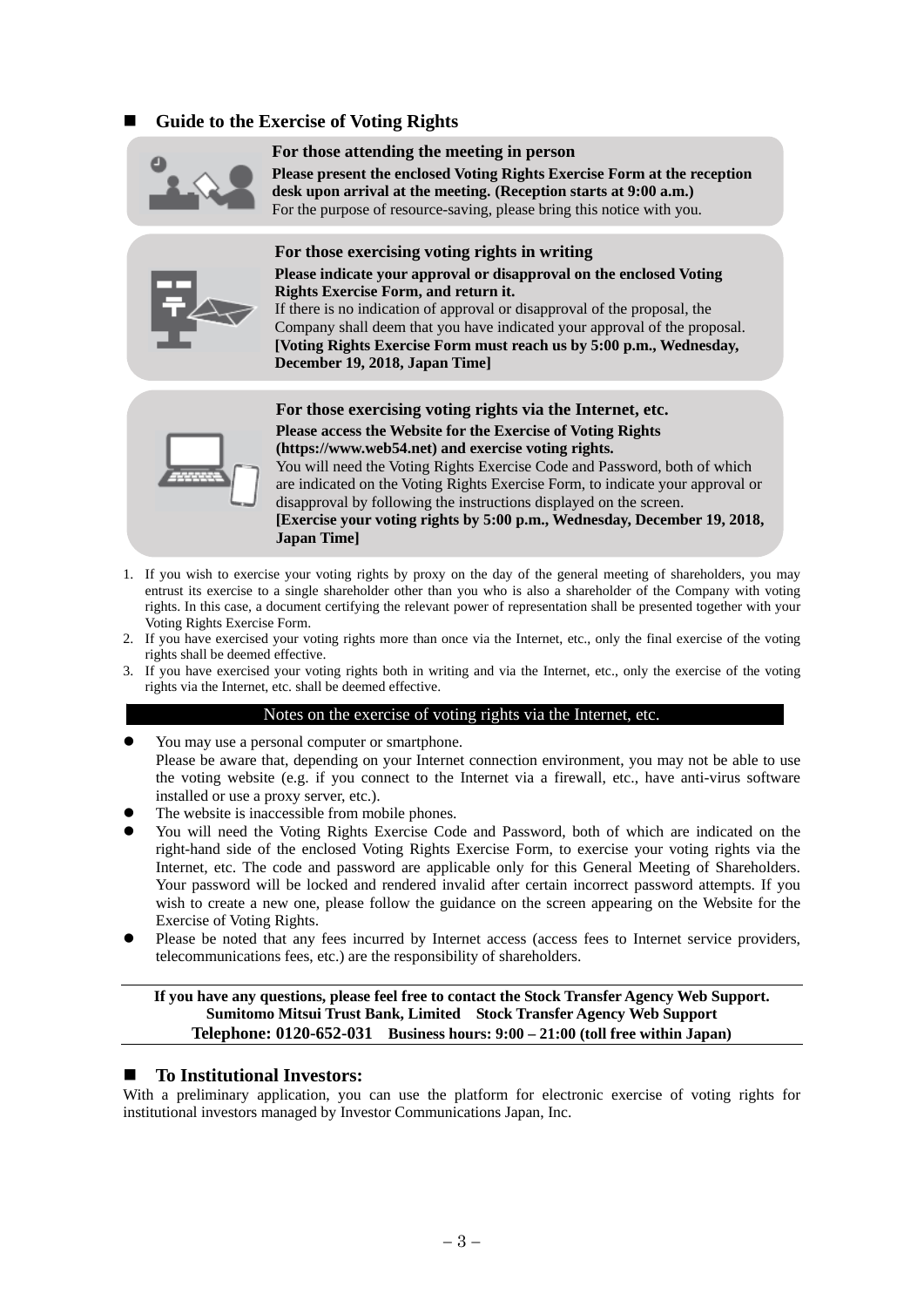## ■ Guide to the Exercise of Voting Rights

### For those attending the meeting in person

**Please present the enclosed Voting Rights Exercise Form at the reception desk upon arrival at the meeting. (Reception starts at 9:00 a.m.)**
For the purpose of resource-saving, please bring this notice with you.

### For those exercising voting rights in writing

**Please indicate your approval or disapproval on the enclosed Voting Rights Exercise Form, and return it.**
If there is no indication of approval or disapproval of the proposal, the Company shall deem that you have indicated your approval of the proposal.
**[Voting Rights Exercise Form must reach us by 5:00 p.m., Wednesday, December 19, 2018, Japan Time]**

### For those exercising voting rights via the Internet, etc.

**Please access the Website for the Exercise of Voting Rights (https://www.web54.net) and exercise voting rights.**
You will need the Voting Rights Exercise Code and Password, both of which are indicated on the Voting Rights Exercise Form, to indicate your approval or disapproval by following the instructions displayed on the screen.
**[Exercise your voting rights by 5:00 p.m., Wednesday, December 19, 2018, Japan Time]**

1. If you wish to exercise your voting rights by proxy on the day of the general meeting of shareholders, you may entrust its exercise to a single shareholder other than you who is also a shareholder of the Company with voting rights. In this case, a document certifying the relevant power of representation shall be presented together with your Voting Rights Exercise Form.
2. If you have exercised your voting rights more than once via the Internet, etc., only the final exercise of the voting rights shall be deemed effective.
3. If you have exercised your voting rights both in writing and via the Internet, etc., only the exercise of the voting rights via the Internet, etc. shall be deemed effective.

**Notes on the exercise of voting rights via the Internet, etc.**

- You may use a personal computer or smartphone.
  Please be aware that, depending on your Internet connection environment, you may not be able to use the voting website (e.g. if you connect to the Internet via a firewall, etc., have anti-virus software installed or use a proxy server, etc.).
- The website is inaccessible from mobile phones.
- You will need the Voting Rights Exercise Code and Password, both of which are indicated on the right-hand side of the enclosed Voting Rights Exercise Form, to exercise your voting rights via the Internet, etc. The code and password are applicable only for this General Meeting of Shareholders. Your password will be locked and rendered invalid after certain incorrect password attempts. If you wish to create a new one, please follow the guidance on the screen appearing on the Website for the Exercise of Voting Rights.
- Please be noted that any fees incurred by Internet access (access fees to Internet service providers, telecommunications fees, etc.) are the responsibility of shareholders.

**If you have any questions, please feel free to contact the Stock Transfer Agency Web Support.**
**Sumitomo Mitsui Trust Bank, Limited Stock Transfer Agency Web Support**
**Telephone: 0120-652-031 Business hours: 9:00 – 21:00 (toll free within Japan)**

## ■ To Institutional Investors:

With a preliminary application, you can use the platform for electronic exercise of voting rights for institutional investors managed by Investor Communications Japan, Inc.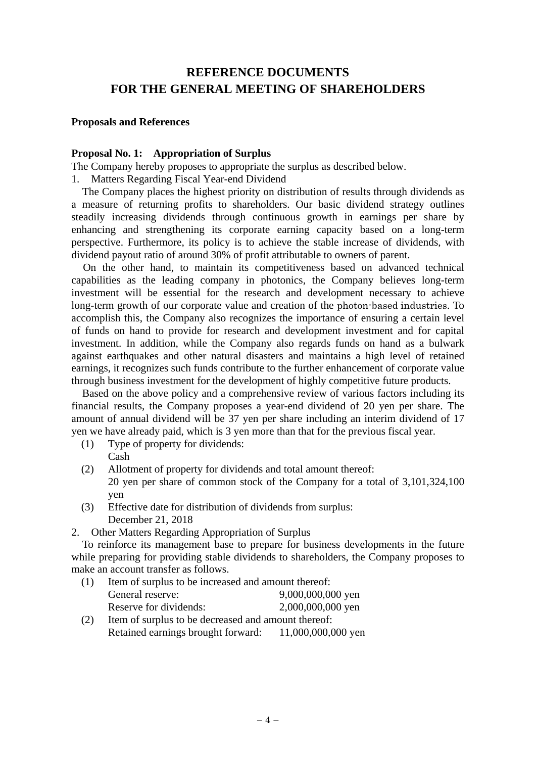# REFERENCE DOCUMENTS
# FOR THE GENERAL MEETING OF SHAREHOLDERS

**Proposals and References**

**Proposal No. 1: Appropriation of Surplus**

The Company hereby proposes to appropriate the surplus as described below.

1. Matters Regarding Fiscal Year-end Dividend

The Company places the highest priority on distribution of results through dividends as a measure of returning profits to shareholders. Our basic dividend strategy outlines steadily increasing dividends through continuous growth in earnings per share by enhancing and strengthening its corporate earning capacity based on a long-term perspective. Furthermore, its policy is to achieve the stable increase of dividends, with dividend payout ratio of around 30% of profit attributable to owners of parent.

On the other hand, to maintain its competitiveness based on advanced technical capabilities as the leading company in photonics, the Company believes long-term investment will be essential for the research and development necessary to achieve long-term growth of our corporate value and creation of the photon-based industries. To accomplish this, the Company also recognizes the importance of ensuring a certain level of funds on hand to provide for research and development investment and for capital investment. In addition, while the Company also regards funds on hand as a bulwark against earthquakes and other natural disasters and maintains a high level of retained earnings, it recognizes such funds contribute to the further enhancement of corporate value through business investment for the development of highly competitive future products.

Based on the above policy and a comprehensive review of various factors including its financial results, the Company proposes a year-end dividend of 20 yen per share. The amount of annual dividend will be 37 yen per share including an interim dividend of 17 yen we have already paid, which is 3 yen more than that for the previous fiscal year.

(1) Type of property for dividends:
Cash

(2) Allotment of property for dividends and total amount thereof:
20 yen per share of common stock of the Company for a total of 3,101,324,100 yen

(3) Effective date for distribution of dividends from surplus:
December 21, 2018

2. Other Matters Regarding Appropriation of Surplus

To reinforce its management base to prepare for business developments in the future while preparing for providing stable dividends to shareholders, the Company proposes to make an account transfer as follows.

(1) Item of surplus to be increased and amount thereof:
General reserve: 9,000,000,000 yen
Reserve for dividends: 2,000,000,000 yen

(2) Item of surplus to be decreased and amount thereof:
Retained earnings brought forward: 11,000,000,000 yen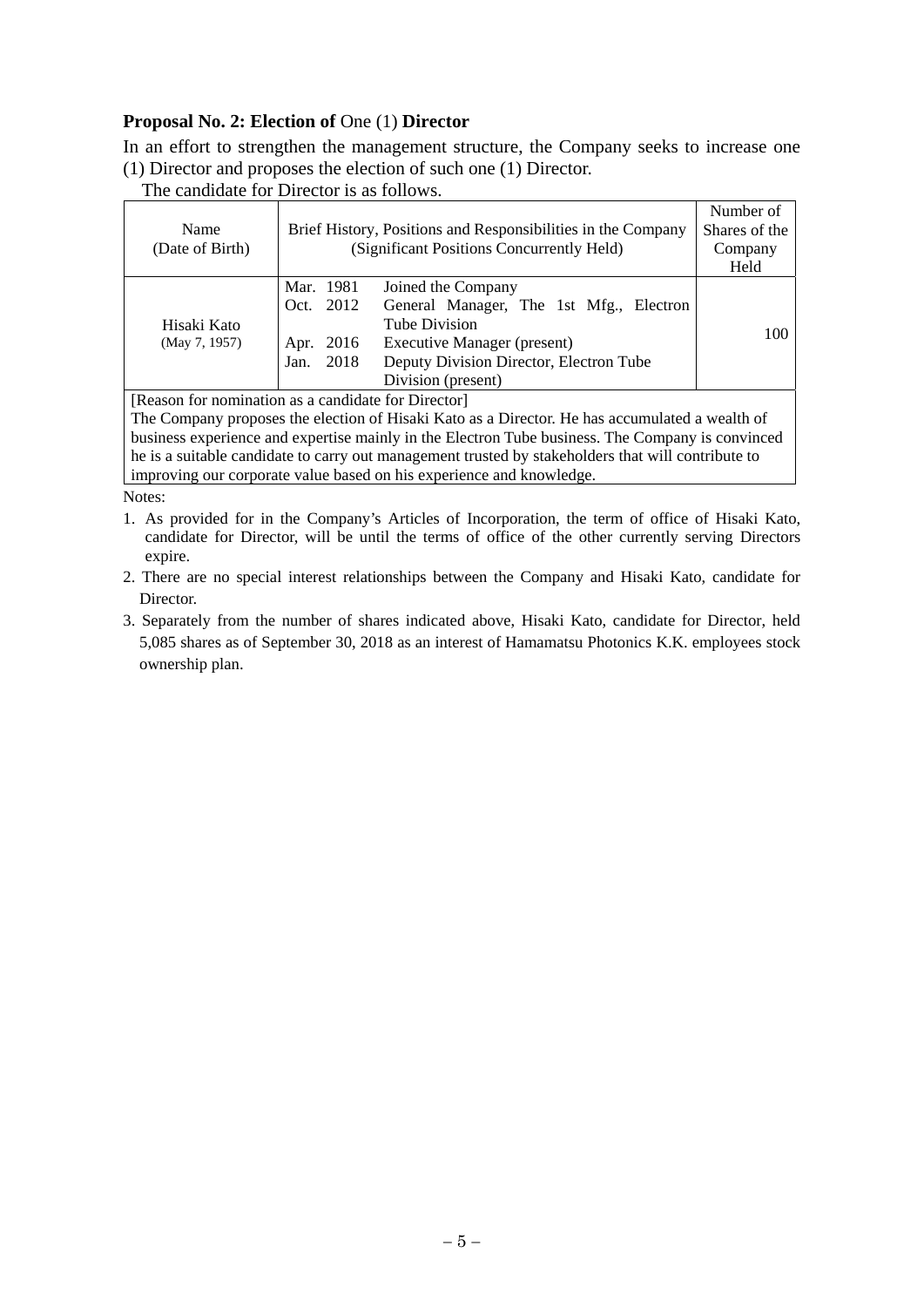### Proposal No. 2: Election of One (1) Director

In an effort to strengthen the management structure, the Company seeks to increase one (1) Director and proposes the election of such one (1) Director.

The candidate for Director is as follows.

| Name (Date of Birth) | Brief History, Positions and Responsibilities in the Company (Significant Positions Concurrently Held) | Number of Shares of the Company Held |
|---|---|---|
| Hisaki Kato (May 7, 1957) | Mar. 1981 Joined the Company<br>Oct. 2012 General Manager, The 1st Mfg., Electron Tube Division<br>Apr. 2016 Executive Manager (present)<br>Jan. 2018 Deputy Division Director, Electron Tube Division (present) | 100 |

[Reason for nomination as a candidate for Director]
The Company proposes the election of Hisaki Kato as a Director. He has accumulated a wealth of business experience and expertise mainly in the Electron Tube business. The Company is convinced he is a suitable candidate to carry out management trusted by stakeholders that will contribute to improving our corporate value based on his experience and knowledge.

Notes:

1. As provided for in the Company's Articles of Incorporation, the term of office of Hisaki Kato, candidate for Director, will be until the terms of office of the other currently serving Directors expire.
2. There are no special interest relationships between the Company and Hisaki Kato, candidate for Director.
3. Separately from the number of shares indicated above, Hisaki Kato, candidate for Director, held 5,085 shares as of September 30, 2018 as an interest of Hamamatsu Photonics K.K. employees stock ownership plan.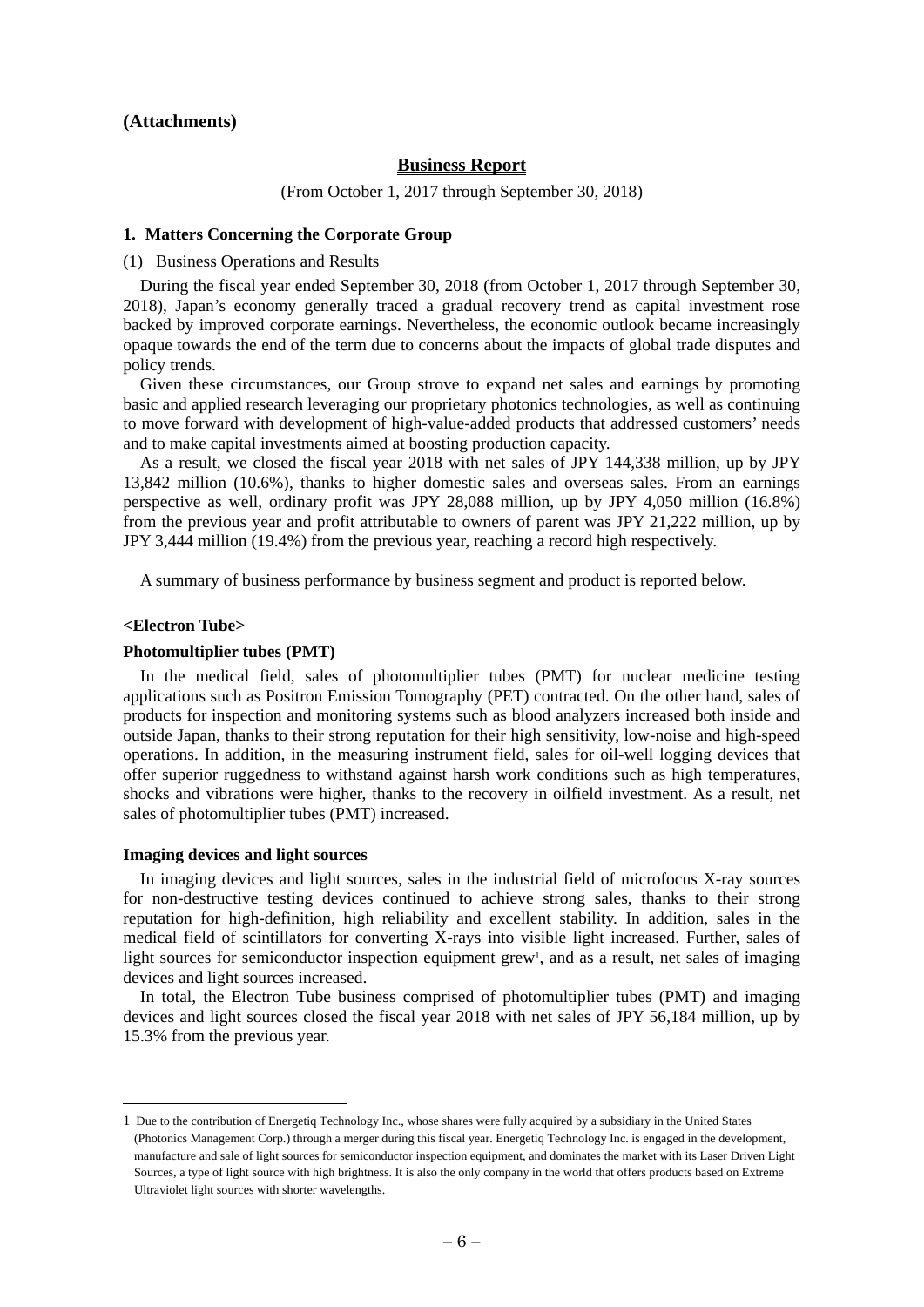**(Attachments)**

## Business Report

(From October 1, 2017 through September 30, 2018)

### 1. Matters Concerning the Corporate Group

(1) Business Operations and Results

During the fiscal year ended September 30, 2018 (from October 1, 2017 through September 30, 2018), Japan's economy generally traced a gradual recovery trend as capital investment rose backed by improved corporate earnings. Nevertheless, the economic outlook became increasingly opaque towards the end of the term due to concerns about the impacts of global trade disputes and policy trends.

Given these circumstances, our Group strove to expand net sales and earnings by promoting basic and applied research leveraging our proprietary photonics technologies, as well as continuing to move forward with development of high-value-added products that addressed customers' needs and to make capital investments aimed at boosting production capacity.

As a result, we closed the fiscal year 2018 with net sales of JPY 144,338 million, up by JPY 13,842 million (10.6%), thanks to higher domestic sales and overseas sales. From an earnings perspective as well, ordinary profit was JPY 28,088 million, up by JPY 4,050 million (16.8%) from the previous year and profit attributable to owners of parent was JPY 21,222 million, up by JPY 3,444 million (19.4%) from the previous year, reaching a record high respectively.

A summary of business performance by business segment and product is reported below.

**<Electron Tube>**

**Photomultiplier tubes (PMT)**

In the medical field, sales of photomultiplier tubes (PMT) for nuclear medicine testing applications such as Positron Emission Tomography (PET) contracted. On the other hand, sales of products for inspection and monitoring systems such as blood analyzers increased both inside and outside Japan, thanks to their strong reputation for their high sensitivity, low-noise and high-speed operations. In addition, in the measuring instrument field, sales for oil-well logging devices that offer superior ruggedness to withstand against harsh work conditions such as high temperatures, shocks and vibrations were higher, thanks to the recovery in oilfield investment. As a result, net sales of photomultiplier tubes (PMT) increased.

**Imaging devices and light sources**

In imaging devices and light sources, sales in the industrial field of microfocus X-ray sources for non-destructive testing devices continued to achieve strong sales, thanks to their strong reputation for high-definition, high reliability and excellent stability. In addition, sales in the medical field of scintillators for converting X-rays into visible light increased. Further, sales of light sources for semiconductor inspection equipment grew[1], and as a result, net sales of imaging devices and light sources increased.

In total, the Electron Tube business comprised of photomultiplier tubes (PMT) and imaging devices and light sources closed the fiscal year 2018 with net sales of JPY 56,184 million, up by 15.3% from the previous year.

---

1 Due to the contribution of Energetiq Technology Inc., whose shares were fully acquired by a subsidiary in the United States (Photonics Management Corp.) through a merger during this fiscal year. Energetiq Technology Inc. is engaged in the development, manufacture and sale of light sources for semiconductor inspection equipment, and dominates the market with its Laser Driven Light Sources, a type of light source with high brightness. It is also the only company in the world that offers products based on Extreme Ultraviolet light sources with shorter wavelengths.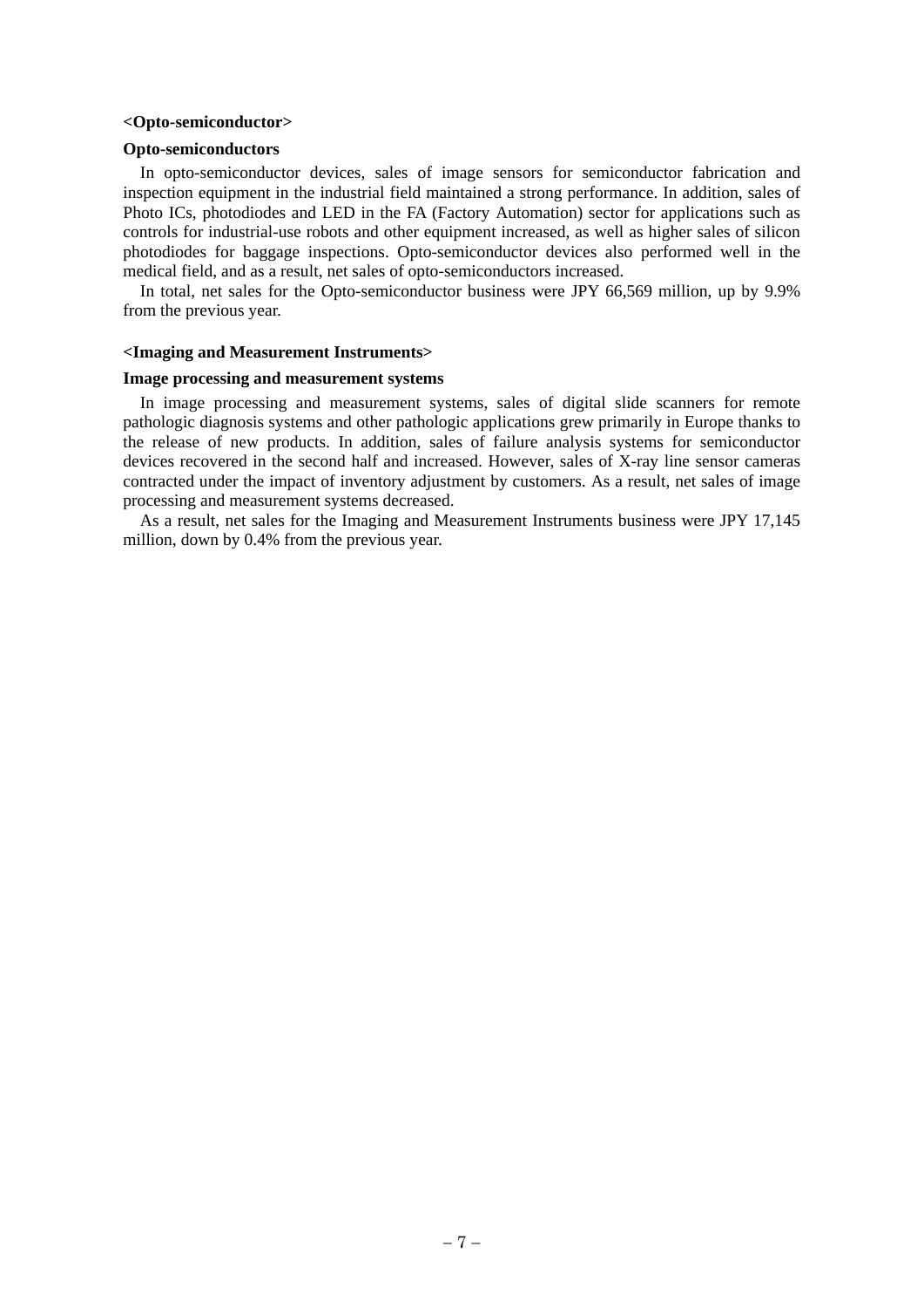**<Opto-semiconductor>**

**Opto-semiconductors**

In opto-semiconductor devices, sales of image sensors for semiconductor fabrication and inspection equipment in the industrial field maintained a strong performance. In addition, sales of Photo ICs, photodiodes and LED in the FA (Factory Automation) sector for applications such as controls for industrial-use robots and other equipment increased, as well as higher sales of silicon photodiodes for baggage inspections. Opto-semiconductor devices also performed well in the medical field, and as a result, net sales of opto-semiconductors increased.

In total, net sales for the Opto-semiconductor business were JPY 66,569 million, up by 9.9% from the previous year.

**<Imaging and Measurement Instruments>**

**Image processing and measurement systems**

In image processing and measurement systems, sales of digital slide scanners for remote pathologic diagnosis systems and other pathologic applications grew primarily in Europe thanks to the release of new products. In addition, sales of failure analysis systems for semiconductor devices recovered in the second half and increased. However, sales of X-ray line sensor cameras contracted under the impact of inventory adjustment by customers. As a result, net sales of image processing and measurement systems decreased.

As a result, net sales for the Imaging and Measurement Instruments business were JPY 17,145 million, down by 0.4% from the previous year.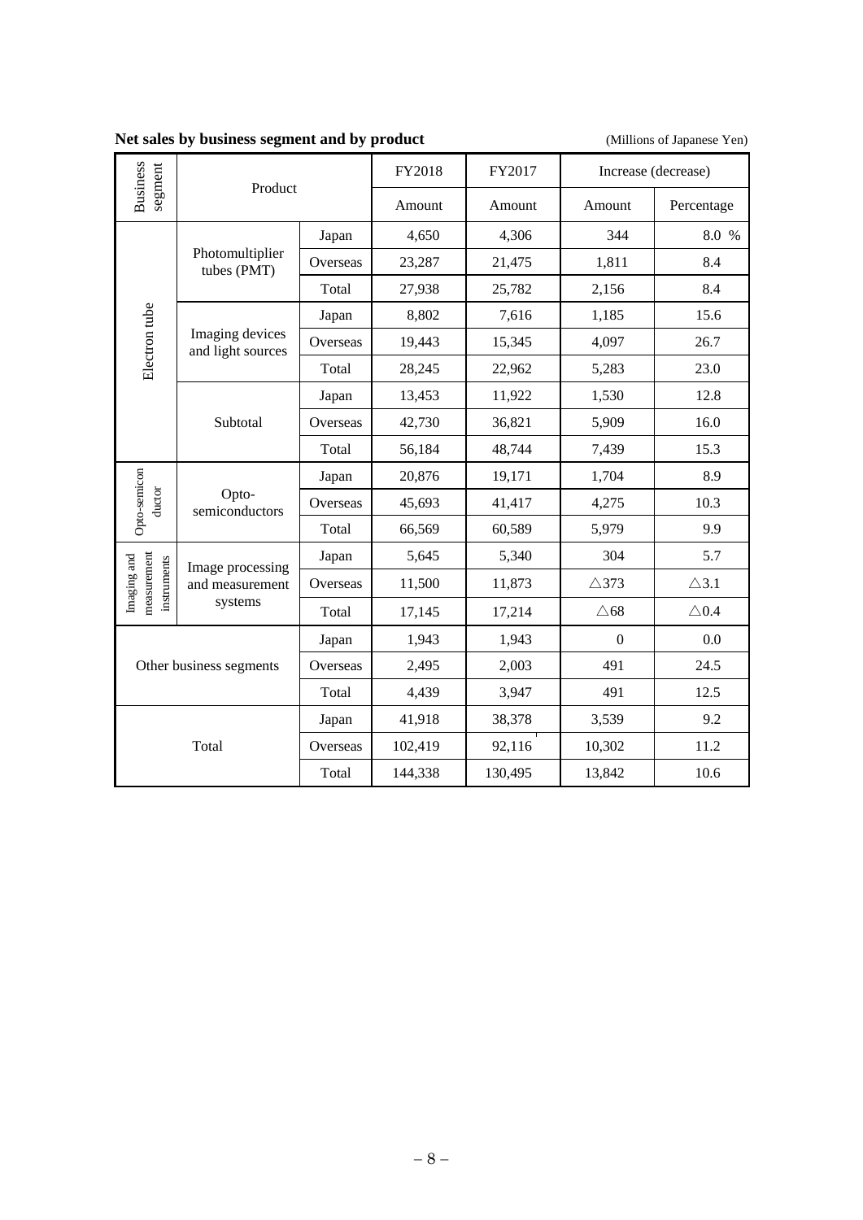**Net sales by business segment and by product** (Millions of Japanese Yen)

| Business segment | Product | | FY2018 | FY2017 | Increase (decrease) | |
|---|---|---|---|---|---|---|
| | | | Amount | Amount | Amount | Percentage |
| Electron tube | Photomultiplier tubes (PMT) | Japan | 4,650 | 4,306 | 344 | 8.0 % |
| | | Overseas | 23,287 | 21,475 | 1,811 | 8.4 |
| | | Total | 27,938 | 25,782 | 2,156 | 8.4 |
| | Imaging devices and light sources | Japan | 8,802 | 7,616 | 1,185 | 15.6 |
| | | Overseas | 19,443 | 15,345 | 4,097 | 26.7 |
| | | Total | 28,245 | 22,962 | 5,283 | 23.0 |
| | Subtotal | Japan | 13,453 | 11,922 | 1,530 | 12.8 |
| | | Overseas | 42,730 | 36,821 | 5,909 | 16.0 |
| | | Total | 56,184 | 48,744 | 7,439 | 15.3 |
| Opto-semiconductor | Opto-semiconductors | Japan | 20,876 | 19,171 | 1,704 | 8.9 |
| | | Overseas | 45,693 | 41,417 | 4,275 | 10.3 |
| | | Total | 66,569 | 60,589 | 5,979 | 9.9 |
| Imaging and measurement instruments | Image processing and measurement systems | Japan | 5,645 | 5,340 | 304 | 5.7 |
| | | Overseas | 11,500 | 11,873 | △373 | △3.1 |
| | | Total | 17,145 | 17,214 | △68 | △0.4 |
| Other business segments | | Japan | 1,943 | 1,943 | 0 | 0.0 |
| | | Overseas | 2,495 | 2,003 | 491 | 24.5 |
| | | Total | 4,439 | 3,947 | 491 | 12.5 |
| Total | | Japan | 41,918 | 38,378 | 3,539 | 9.2 |
| | | Overseas | 102,419 | 92,116 | 10,302 | 11.2 |
| | | Total | 144,338 | 130,495 | 13,842 | 10.6 |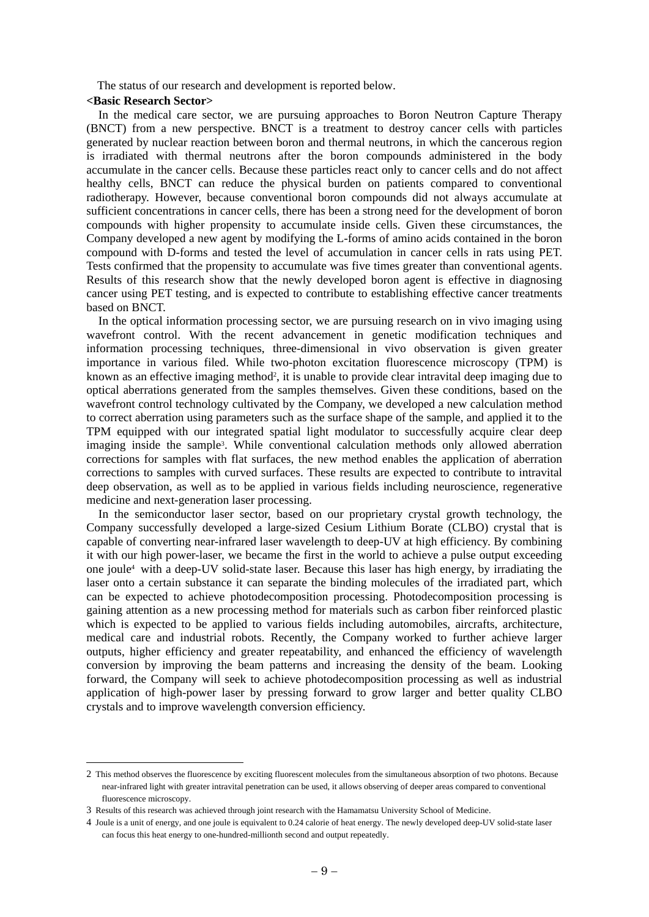The status of our research and development is reported below.

**<Basic Research Sector>**

In the medical care sector, we are pursuing approaches to Boron Neutron Capture Therapy (BNCT) from a new perspective. BNCT is a treatment to destroy cancer cells with particles generated by nuclear reaction between boron and thermal neutrons, in which the cancerous region is irradiated with thermal neutrons after the boron compounds administered in the body accumulate in the cancer cells. Because these particles react only to cancer cells and do not affect healthy cells, BNCT can reduce the physical burden on patients compared to conventional radiotherapy. However, because conventional boron compounds did not always accumulate at sufficient concentrations in cancer cells, there has been a strong need for the development of boron compounds with higher propensity to accumulate inside cells. Given these circumstances, the Company developed a new agent by modifying the L-forms of amino acids contained in the boron compound with D-forms and tested the level of accumulation in cancer cells in rats using PET. Tests confirmed that the propensity to accumulate was five times greater than conventional agents. Results of this research show that the newly developed boron agent is effective in diagnosing cancer using PET testing, and is expected to contribute to establishing effective cancer treatments based on BNCT.

In the optical information processing sector, we are pursuing research on in vivo imaging using wavefront control. With the recent advancement in genetic modification techniques and information processing techniques, three-dimensional in vivo observation is given greater importance in various filed. While two-photon excitation fluorescence microscopy (TPM) is known as an effective imaging method[2], it is unable to provide clear intravital deep imaging due to optical aberrations generated from the samples themselves. Given these conditions, based on the wavefront control technology cultivated by the Company, we developed a new calculation method to correct aberration using parameters such as the surface shape of the sample, and applied it to the TPM equipped with our integrated spatial light modulator to successfully acquire clear deep imaging inside the sample[3]. While conventional calculation methods only allowed aberration corrections for samples with flat surfaces, the new method enables the application of aberration corrections to samples with curved surfaces. These results are expected to contribute to intravital deep observation, as well as to be applied in various fields including neuroscience, regenerative medicine and next-generation laser processing.

In the semiconductor laser sector, based on our proprietary crystal growth technology, the Company successfully developed a large-sized Cesium Lithium Borate (CLBO) crystal that is capable of converting near-infrared laser wavelength to deep-UV at high efficiency. By combining it with our high power-laser, we became the first in the world to achieve a pulse output exceeding one joule[4] with a deep-UV solid-state laser. Because this laser has high energy, by irradiating the laser onto a certain substance it can separate the binding molecules of the irradiated part, which can be expected to achieve photodecomposition processing. Photodecomposition processing is gaining attention as a new processing method for materials such as carbon fiber reinforced plastic which is expected to be applied to various fields including automobiles, aircrafts, architecture, medical care and industrial robots. Recently, the Company worked to further achieve larger outputs, higher efficiency and greater repeatability, and enhanced the efficiency of wavelength conversion by improving the beam patterns and increasing the density of the beam. Looking forward, the Company will seek to achieve photodecomposition processing as well as industrial application of high-power laser by pressing forward to grow larger and better quality CLBO crystals and to improve wavelength conversion efficiency.

---

2 This method observes the fluorescence by exciting fluorescent molecules from the simultaneous absorption of two photons. Because near-infrared light with greater intravital penetration can be used, it allows observing of deeper areas compared to conventional fluorescence microscopy.

3 Results of this research was achieved through joint research with the Hamamatsu University School of Medicine.

4 Joule is a unit of energy, and one joule is equivalent to 0.24 calorie of heat energy. The newly developed deep-UV solid-state laser can focus this heat energy to one-hundred-millionth second and output repeatedly.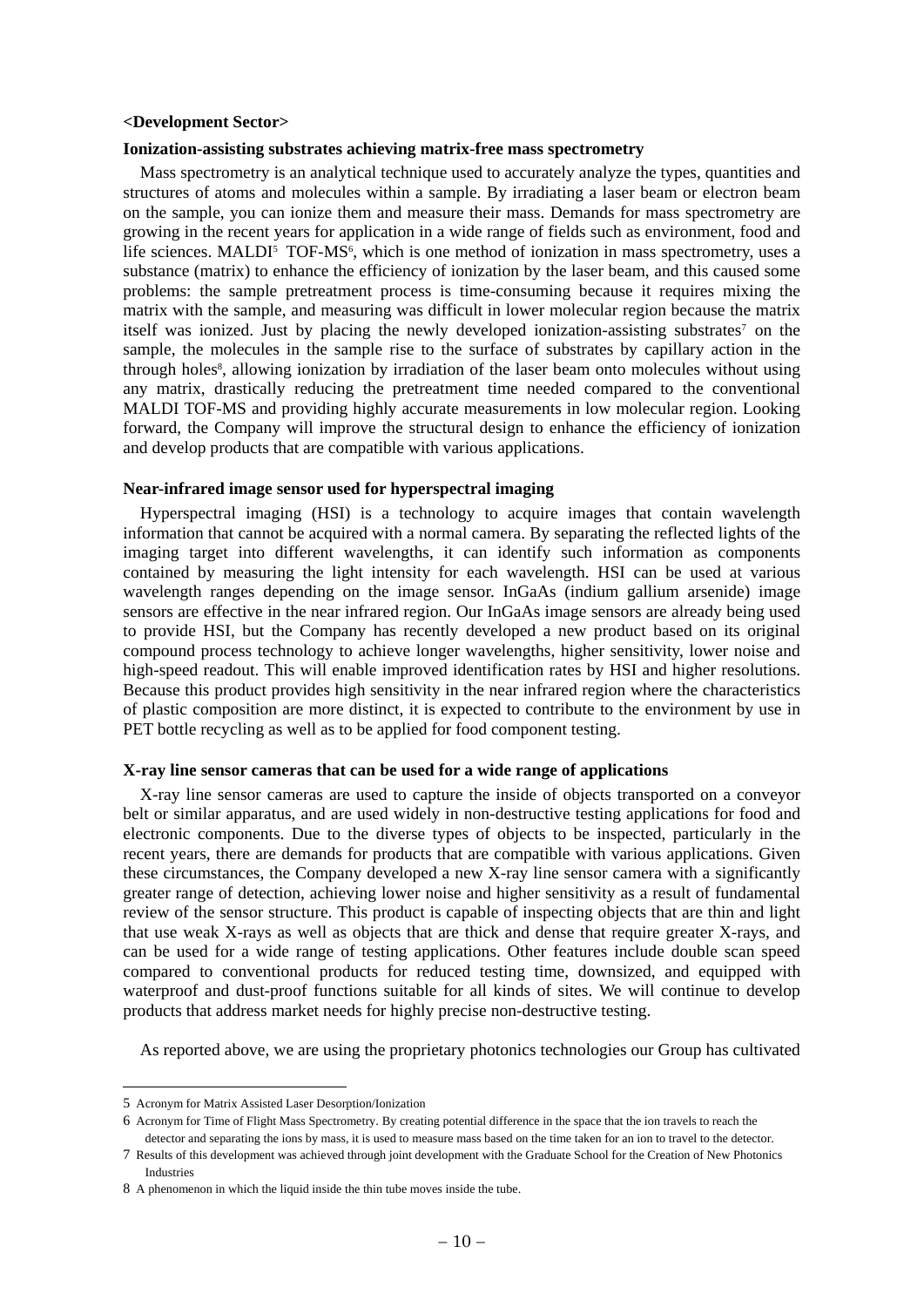**<Development Sector>**

**Ionization-assisting substrates achieving matrix-free mass spectrometry**

Mass spectrometry is an analytical technique used to accurately analyze the types, quantities and structures of atoms and molecules within a sample. By irradiating a laser beam or electron beam on the sample, you can ionize them and measure their mass. Demands for mass spectrometry are growing in the recent years for application in a wide range of fields such as environment, food and life sciences. MALDI[5] TOF-MS[6], which is one method of ionization in mass spectrometry, uses a substance (matrix) to enhance the efficiency of ionization by the laser beam, and this caused some problems: the sample pretreatment process is time-consuming because it requires mixing the matrix with the sample, and measuring was difficult in lower molecular region because the matrix itself was ionized. Just by placing the newly developed ionization-assisting substrates[7] on the sample, the molecules in the sample rise to the surface of substrates by capillary action in the through holes[8], allowing ionization by irradiation of the laser beam onto molecules without using any matrix, drastically reducing the pretreatment time needed compared to the conventional MALDI TOF-MS and providing highly accurate measurements in low molecular region. Looking forward, the Company will improve the structural design to enhance the efficiency of ionization and develop products that are compatible with various applications.

**Near-infrared image sensor used for hyperspectral imaging**

Hyperspectral imaging (HSI) is a technology to acquire images that contain wavelength information that cannot be acquired with a normal camera. By separating the reflected lights of the imaging target into different wavelengths, it can identify such information as components contained by measuring the light intensity for each wavelength. HSI can be used at various wavelength ranges depending on the image sensor. InGaAs (indium gallium arsenide) image sensors are effective in the near infrared region. Our InGaAs image sensors are already being used to provide HSI, but the Company has recently developed a new product based on its original compound process technology to achieve longer wavelengths, higher sensitivity, lower noise and high-speed readout. This will enable improved identification rates by HSI and higher resolutions. Because this product provides high sensitivity in the near infrared region where the characteristics of plastic composition are more distinct, it is expected to contribute to the environment by use in PET bottle recycling as well as to be applied for food component testing.

**X-ray line sensor cameras that can be used for a wide range of applications**

X-ray line sensor cameras are used to capture the inside of objects transported on a conveyor belt or similar apparatus, and are used widely in non-destructive testing applications for food and electronic components. Due to the diverse types of objects to be inspected, particularly in the recent years, there are demands for products that are compatible with various applications. Given these circumstances, the Company developed a new X-ray line sensor camera with a significantly greater range of detection, achieving lower noise and higher sensitivity as a result of fundamental review of the sensor structure. This product is capable of inspecting objects that are thin and light that use weak X-rays as well as objects that are thick and dense that require greater X-rays, and can be used for a wide range of testing applications. Other features include double scan speed compared to conventional products for reduced testing time, downsized, and equipped with waterproof and dust-proof functions suitable for all kinds of sites. We will continue to develop products that address market needs for highly precise non-destructive testing.

As reported above, we are using the proprietary photonics technologies our Group has cultivated

---

5 Acronym for Matrix Assisted Laser Desorption/Ionization

6 Acronym for Time of Flight Mass Spectrometry. By creating potential difference in the space that the ion travels to reach the detector and separating the ions by mass, it is used to measure mass based on the time taken for an ion to travel to the detector.

7 Results of this development was achieved through joint development with the Graduate School for the Creation of New Photonics Industries

8 A phenomenon in which the liquid inside the thin tube moves inside the tube.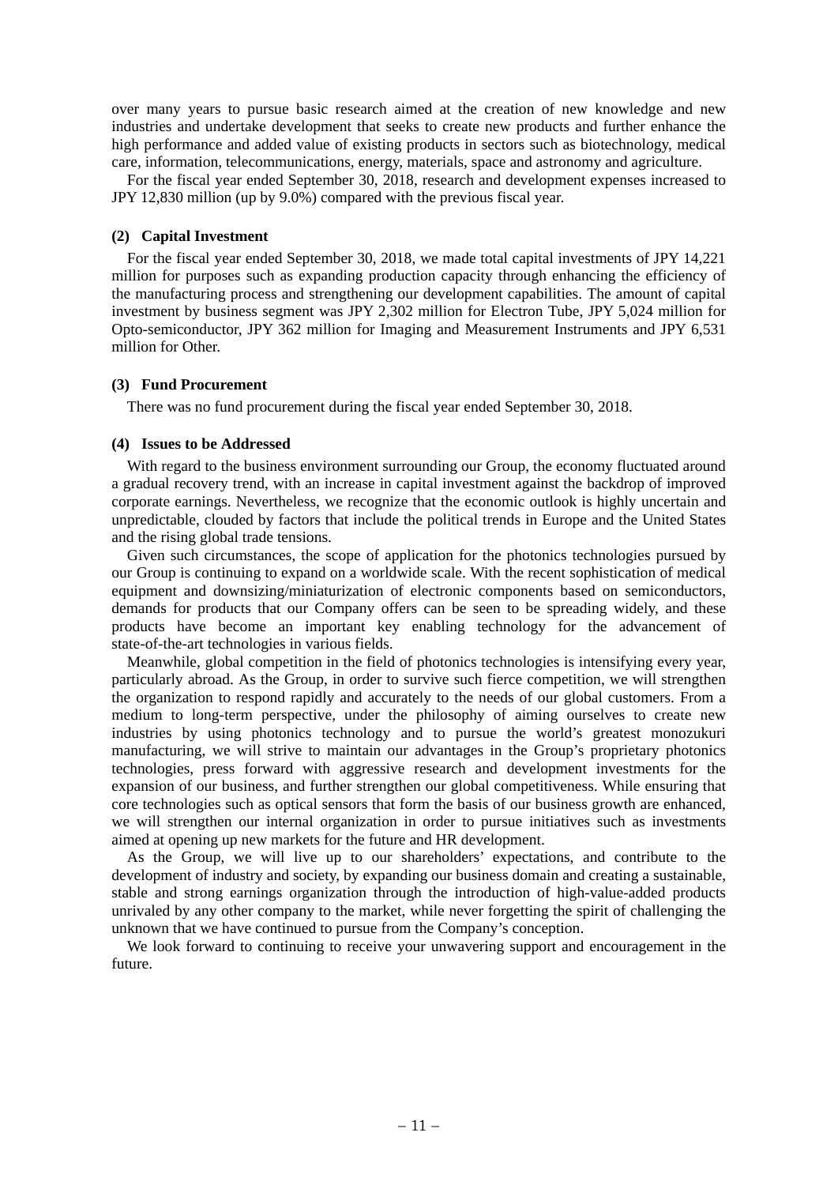over many years to pursue basic research aimed at the creation of new knowledge and new industries and undertake development that seeks to create new products and further enhance the high performance and added value of existing products in sectors such as biotechnology, medical care, information, telecommunications, energy, materials, space and astronomy and agriculture.

For the fiscal year ended September 30, 2018, research and development expenses increased to JPY 12,830 million (up by 9.0%) compared with the previous fiscal year.

**(2) Capital Investment**

For the fiscal year ended September 30, 2018, we made total capital investments of JPY 14,221 million for purposes such as expanding production capacity through enhancing the efficiency of the manufacturing process and strengthening our development capabilities. The amount of capital investment by business segment was JPY 2,302 million for Electron Tube, JPY 5,024 million for Opto-semiconductor, JPY 362 million for Imaging and Measurement Instruments and JPY 6,531 million for Other.

**(3) Fund Procurement**

There was no fund procurement during the fiscal year ended September 30, 2018.

**(4) Issues to be Addressed**

With regard to the business environment surrounding our Group, the economy fluctuated around a gradual recovery trend, with an increase in capital investment against the backdrop of improved corporate earnings. Nevertheless, we recognize that the economic outlook is highly uncertain and unpredictable, clouded by factors that include the political trends in Europe and the United States and the rising global trade tensions.

Given such circumstances, the scope of application for the photonics technologies pursued by our Group is continuing to expand on a worldwide scale. With the recent sophistication of medical equipment and downsizing/miniaturization of electronic components based on semiconductors, demands for products that our Company offers can be seen to be spreading widely, and these products have become an important key enabling technology for the advancement of state-of-the-art technologies in various fields.

Meanwhile, global competition in the field of photonics technologies is intensifying every year, particularly abroad. As the Group, in order to survive such fierce competition, we will strengthen the organization to respond rapidly and accurately to the needs of our global customers. From a medium to long-term perspective, under the philosophy of aiming ourselves to create new industries by using photonics technology and to pursue the world's greatest monozukuri manufacturing, we will strive to maintain our advantages in the Group's proprietary photonics technologies, press forward with aggressive research and development investments for the expansion of our business, and further strengthen our global competitiveness. While ensuring that core technologies such as optical sensors that form the basis of our business growth are enhanced, we will strengthen our internal organization in order to pursue initiatives such as investments aimed at opening up new markets for the future and HR development.

As the Group, we will live up to our shareholders' expectations, and contribute to the development of industry and society, by expanding our business domain and creating a sustainable, stable and strong earnings organization through the introduction of high-value-added products unrivaled by any other company to the market, while never forgetting the spirit of challenging the unknown that we have continued to pursue from the Company's conception.

We look forward to continuing to receive your unwavering support and encouragement in the future.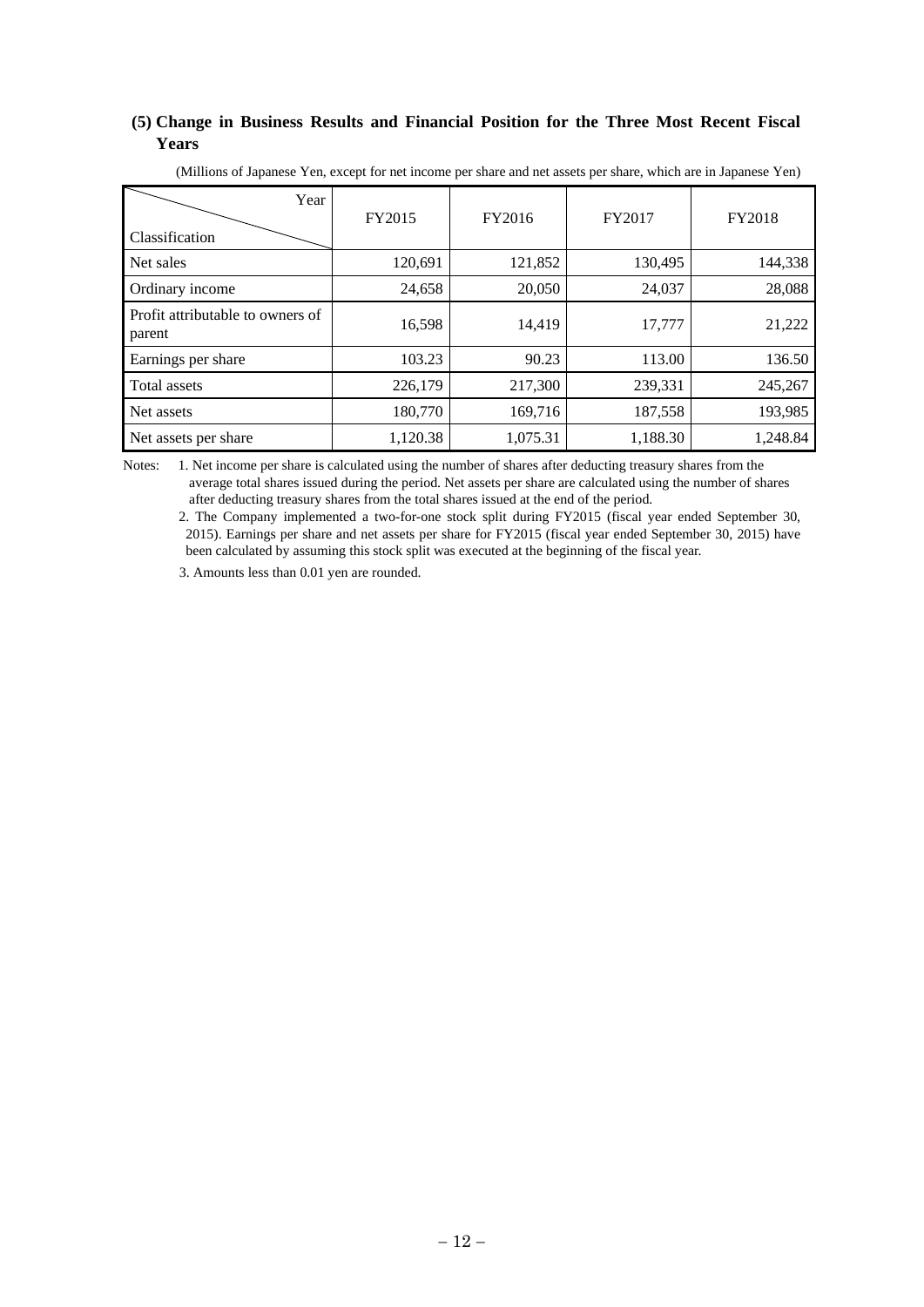### (5) Change in Business Results and Financial Position for the Three Most Recent Fiscal Years

(Millions of Japanese Yen, except for net income per share and net assets per share, which are in Japanese Yen)

| Classification \ Year | FY2015 | FY2016 | FY2017 | FY2018 |
|---|---|---|---|---|
| Net sales | 120,691 | 121,852 | 130,495 | 144,338 |
| Ordinary income | 24,658 | 20,050 | 24,037 | 28,088 |
| Profit attributable to owners of parent | 16,598 | 14,419 | 17,777 | 21,222 |
| Earnings per share | 103.23 | 90.23 | 113.00 | 136.50 |
| Total assets | 226,179 | 217,300 | 239,331 | 245,267 |
| Net assets | 180,770 | 169,716 | 187,558 | 193,985 |
| Net assets per share | 1,120.38 | 1,075.31 | 1,188.30 | 1,248.84 |

Notes: 1. Net income per share is calculated using the number of shares after deducting treasury shares from the average total shares issued during the period. Net assets per share are calculated using the number of shares after deducting treasury shares from the total shares issued at the end of the period.

2. The Company implemented a two-for-one stock split during FY2015 (fiscal year ended September 30, 2015). Earnings per share and net assets per share for FY2015 (fiscal year ended September 30, 2015) have been calculated by assuming this stock split was executed at the beginning of the fiscal year.

3. Amounts less than 0.01 yen are rounded.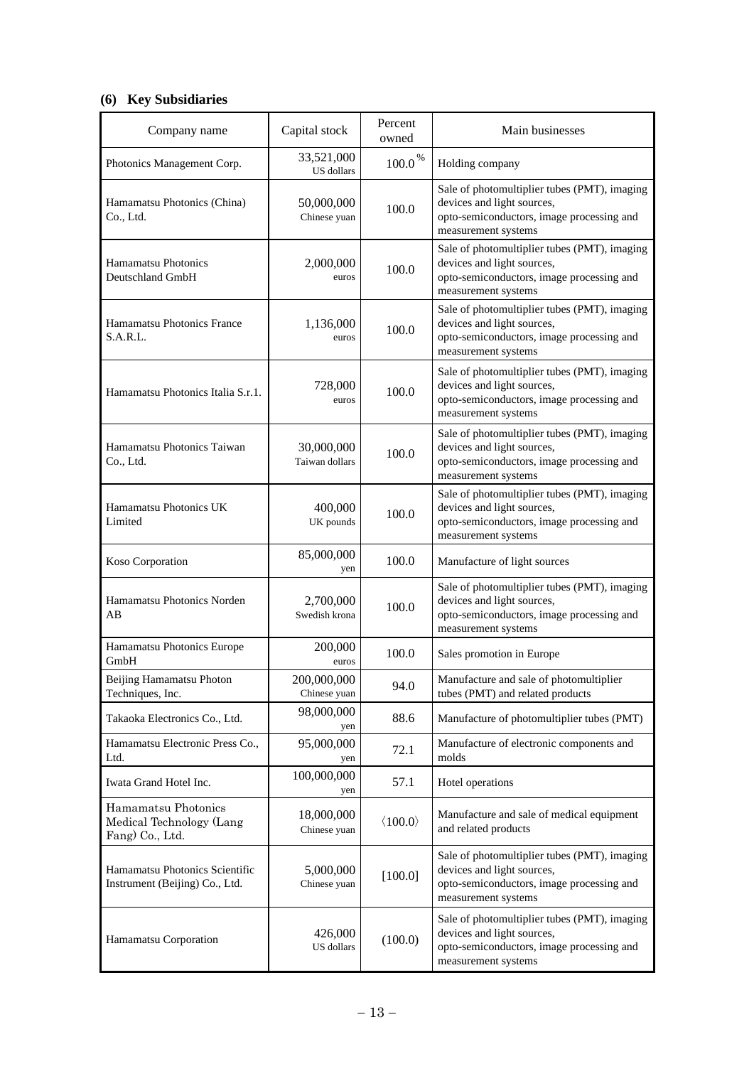### (6) Key Subsidiaries

| Company name | Capital stock | Percent owned | Main businesses |
|---|---|---|---|
| Photonics Management Corp. | 33,521,000 US dollars | 100.0 % | Holding company |
| Hamamatsu Photonics (China) Co., Ltd. | 50,000,000 Chinese yuan | 100.0 | Sale of photomultiplier tubes (PMT), imaging devices and light sources, opto-semiconductors, image processing and measurement systems |
| Hamamatsu Photonics Deutschland GmbH | 2,000,000 euros | 100.0 | Sale of photomultiplier tubes (PMT), imaging devices and light sources, opto-semiconductors, image processing and measurement systems |
| Hamamatsu Photonics France S.A.R.L. | 1,136,000 euros | 100.0 | Sale of photomultiplier tubes (PMT), imaging devices and light sources, opto-semiconductors, image processing and measurement systems |
| Hamamatsu Photonics Italia S.r.1. | 728,000 euros | 100.0 | Sale of photomultiplier tubes (PMT), imaging devices and light sources, opto-semiconductors, image processing and measurement systems |
| Hamamatsu Photonics Taiwan Co., Ltd. | 30,000,000 Taiwan dollars | 100.0 | Sale of photomultiplier tubes (PMT), imaging devices and light sources, opto-semiconductors, image processing and measurement systems |
| Hamamatsu Photonics UK Limited | 400,000 UK pounds | 100.0 | Sale of photomultiplier tubes (PMT), imaging devices and light sources, opto-semiconductors, image processing and measurement systems |
| Koso Corporation | 85,000,000 yen | 100.0 | Manufacture of light sources |
| Hamamatsu Photonics Norden AB | 2,700,000 Swedish krona | 100.0 | Sale of photomultiplier tubes (PMT), imaging devices and light sources, opto-semiconductors, image processing and measurement systems |
| Hamamatsu Photonics Europe GmbH | 200,000 euros | 100.0 | Sales promotion in Europe |
| Beijing Hamamatsu Photon Techniques, Inc. | 200,000,000 Chinese yuan | 94.0 | Manufacture and sale of photomultiplier tubes (PMT) and related products |
| Takaoka Electronics Co., Ltd. | 98,000,000 yen | 88.6 | Manufacture of photomultiplier tubes (PMT) |
| Hamamatsu Electronic Press Co., Ltd. | 95,000,000 yen | 72.1 | Manufacture of electronic components and molds |
| Iwata Grand Hotel Inc. | 100,000,000 yen | 57.1 | Hotel operations |
| Hamamatsu Photonics Medical Technology (Lang Fang) Co., Ltd. | 18,000,000 Chinese yuan | 〈100.0〉 | Manufacture and sale of medical equipment and related products |
| Hamamatsu Photonics Scientific Instrument (Beijing) Co., Ltd. | 5,000,000 Chinese yuan | [100.0] | Sale of photomultiplier tubes (PMT), imaging devices and light sources, opto-semiconductors, image processing and measurement systems |
| Hamamatsu Corporation | 426,000 US dollars | (100.0) | Sale of photomultiplier tubes (PMT), imaging devices and light sources, opto-semiconductors, image processing and measurement systems |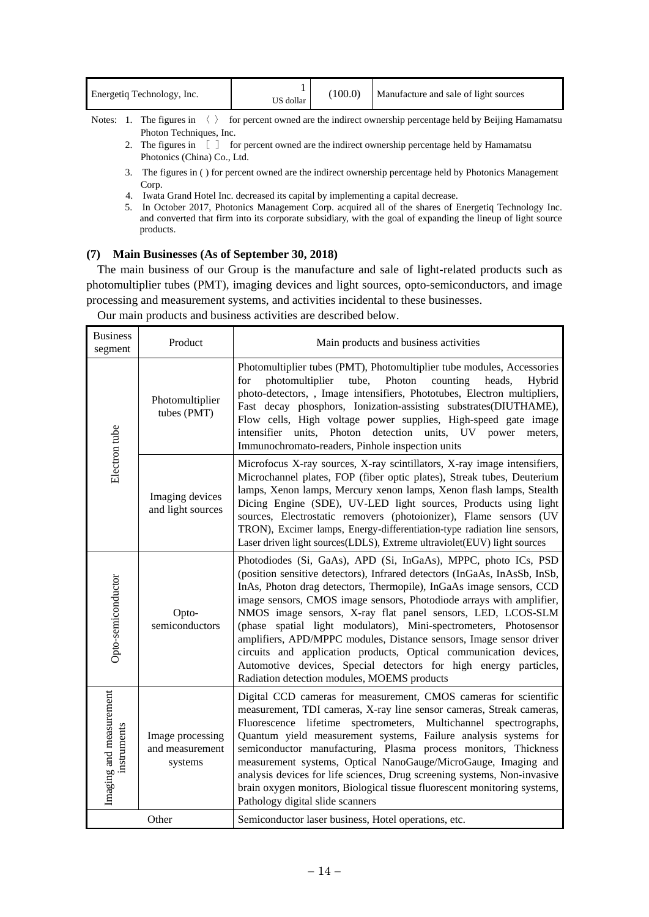| Energetiq Technology, Inc. | 1 US dollar | (100.0) | Manufacture and sale of light sources |
|---|---|---|---|

Notes: 1. The figures in 〈 〉 for percent owned are the indirect ownership percentage held by Beijing Hamamatsu Photon Techniques, Inc.

2. The figures in ［ ］ for percent owned are the indirect ownership percentage held by Hamamatsu Photonics (China) Co., Ltd.

3. The figures in ( ) for percent owned are the indirect ownership percentage held by Photonics Management Corp.

4. Iwata Grand Hotel Inc. decreased its capital by implementing a capital decrease.

5. In October 2017, Photonics Management Corp. acquired all of the shares of Energetiq Technology Inc. and converted that firm into its corporate subsidiary, with the goal of expanding the lineup of light source products.

### (7) Main Businesses (As of September 30, 2018)

The main business of our Group is the manufacture and sale of light-related products such as photomultiplier tubes (PMT), imaging devices and light sources, opto-semiconductors, and image processing and measurement systems, and activities incidental to these businesses.

Our main products and business activities are described below.

| Business segment | Product | Main products and business activities |
|---|---|---|
| Electron tube | Photomultiplier tubes (PMT) | Photomultiplier tubes (PMT), Photomultiplier tube modules, Accessories for photomultiplier tube, Photon counting heads, Hybrid photo-detectors, , Image intensifiers, Phototubes, Electron multipliers, Fast decay phosphors, Ionization-assisting substrates(DIUTHAME), Flow cells, High voltage power supplies, High-speed gate image intensifier units, Photon detection units, UV power meters, Immunochromato-readers, Pinhole inspection units |
| | Imaging devices and light sources | Microfocus X-ray sources, X-ray scintillators, X-ray image intensifiers, Microchannel plates, FOP (fiber optic plates), Streak tubes, Deuterium lamps, Xenon lamps, Mercury xenon lamps, Xenon flash lamps, Stealth Dicing Engine (SDE), UV-LED light sources, Products using light sources, Electrostatic removers (photoionizer), Flame sensors (UV TRON), Excimer lamps, Energy-differentiation-type radiation line sensors, Laser driven light sources(LDLS), Extreme ultraviolet(EUV) light sources |
| Opto-semiconductor | Opto-semiconductors | Photodiodes (Si, GaAs), APD (Si, InGaAs), MPPC, photo ICs, PSD (position sensitive detectors), Infrared detectors (InGaAs, InAsSb, InSb, InAs, Photon drag detectors, Thermopile), InGaAs image sensors, CCD image sensors, CMOS image sensors, Photodiode arrays with amplifier, NMOS image sensors, X-ray flat panel sensors, LED, LCOS-SLM (phase spatial light modulators), Mini-spectrometers, Photosensor amplifiers, APD/MPPC modules, Distance sensors, Image sensor driver circuits and application products, Optical communication devices, Automotive devices, Special detectors for high energy particles, Radiation detection modules, MOEMS products |
| Imaging and measurement instruments | Image processing and measurement systems | Digital CCD cameras for measurement, CMOS cameras for scientific measurement, TDI cameras, X-ray line sensor cameras, Streak cameras, Fluorescence lifetime spectrometers, Multichannel spectrographs, Quantum yield measurement systems, Failure analysis systems for semiconductor manufacturing, Plasma process monitors, Thickness measurement systems, Optical NanoGauge/MicroGauge, Imaging and analysis devices for life sciences, Drug screening systems, Non-invasive brain oxygen monitors, Biological tissue fluorescent monitoring systems, Pathology digital slide scanners |
| Other | | Semiconductor laser business, Hotel operations, etc. |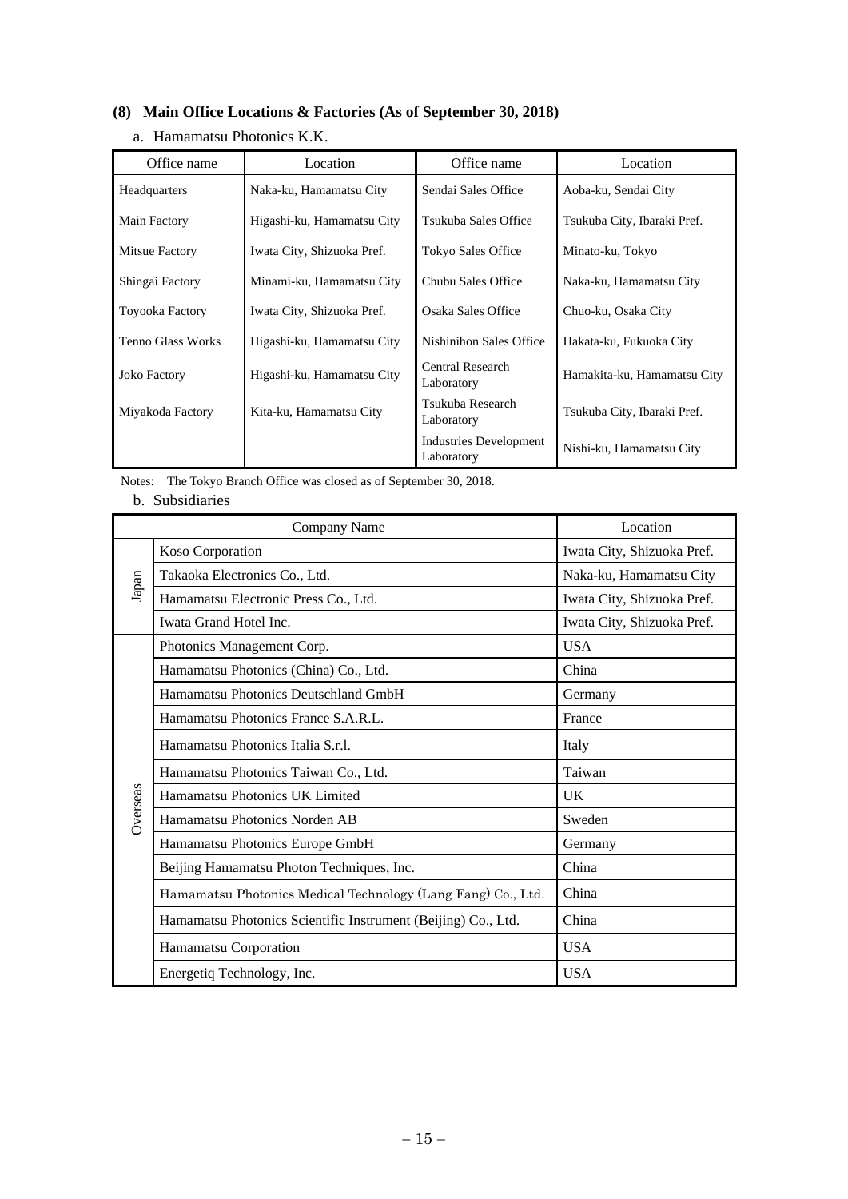### (8) Main Office Locations & Factories (As of September 30, 2018)

a. Hamamatsu Photonics K.K.

| Office name | Location | Office name | Location |
|---|---|---|---|
| Headquarters | Naka-ku, Hamamatsu City | Sendai Sales Office | Aoba-ku, Sendai City |
| Main Factory | Higashi-ku, Hamamatsu City | Tsukuba Sales Office | Tsukuba City, Ibaraki Pref. |
| Mitsue Factory | Iwata City, Shizuoka Pref. | Tokyo Sales Office | Minato-ku, Tokyo |
| Shingai Factory | Minami-ku, Hamamatsu City | Chubu Sales Office | Naka-ku, Hamamatsu City |
| Toyooka Factory | Iwata City, Shizuoka Pref. | Osaka Sales Office | Chuo-ku, Osaka City |
| Tenno Glass Works | Higashi-ku, Hamamatsu City | Nishinihon Sales Office | Hakata-ku, Fukuoka City |
| Joko Factory | Higashi-ku, Hamamatsu City | Central Research Laboratory | Hamakita-ku, Hamamatsu City |
| Miyakoda Factory | Kita-ku, Hamamatsu City | Tsukuba Research Laboratory | Tsukuba City, Ibaraki Pref. |
| | | Industries Development Laboratory | Nishi-ku, Hamamatsu City |

Notes: The Tokyo Branch Office was closed as of September 30, 2018.

b. Subsidiaries

| | Company Name | Location |
|---|---|---|
| Japan | Koso Corporation | Iwata City, Shizuoka Pref. |
| | Takaoka Electronics Co., Ltd. | Naka-ku, Hamamatsu City |
| | Hamamatsu Electronic Press Co., Ltd. | Iwata City, Shizuoka Pref. |
| | Iwata Grand Hotel Inc. | Iwata City, Shizuoka Pref. |
| Overseas | Photonics Management Corp. | USA |
| | Hamamatsu Photonics (China) Co., Ltd. | China |
| | Hamamatsu Photonics Deutschland GmbH | Germany |
| | Hamamatsu Photonics France S.A.R.L. | France |
| | Hamamatsu Photonics Italia S.r.l. | Italy |
| | Hamamatsu Photonics Taiwan Co., Ltd. | Taiwan |
| | Hamamatsu Photonics UK Limited | UK |
| | Hamamatsu Photonics Norden AB | Sweden |
| | Hamamatsu Photonics Europe GmbH | Germany |
| | Beijing Hamamatsu Photon Techniques, Inc. | China |
| | Hamamatsu Photonics Medical Technology (Lang Fang) Co., Ltd. | China |
| | Hamamatsu Photonics Scientific Instrument (Beijing) Co., Ltd. | China |
| | Hamamatsu Corporation | USA |
| | Energetiq Technology, Inc. | USA |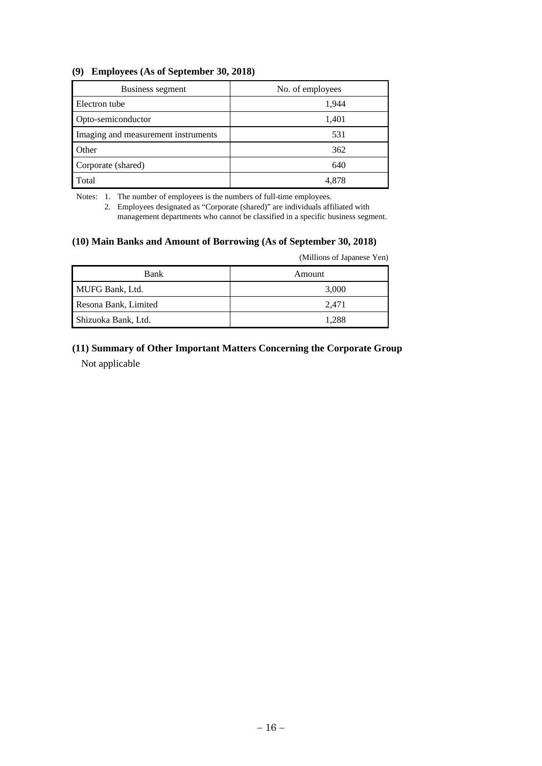### (9) Employees (As of September 30, 2018)

| Business segment | No. of employees |
|---|---|
| Electron tube | 1,944 |
| Opto-semiconductor | 1,401 |
| Imaging and measurement instruments | 531 |
| Other | 362 |
| Corporate (shared) | 640 |
| Total | 4,878 |

Notes: 1. The number of employees is the numbers of full-time employees.
2. Employees designated as "Corporate (shared)" are individuals affiliated with management departments who cannot be classified in a specific business segment.

### (10) Main Banks and Amount of Borrowing (As of September 30, 2018)

(Millions of Japanese Yen)

| Bank | Amount |
|---|---|
| MUFG Bank, Ltd. | 3,000 |
| Resona Bank, Limited | 2,471 |
| Shizuoka Bank, Ltd. | 1,288 |

### (11) Summary of Other Important Matters Concerning the Corporate Group

Not applicable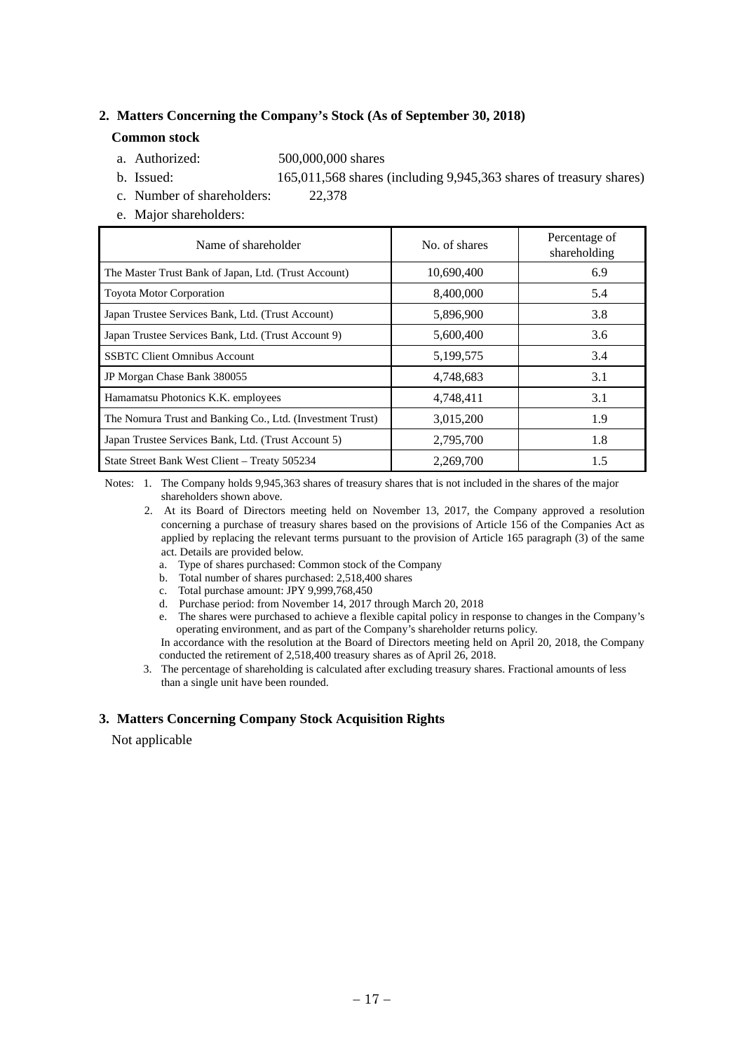## 2. Matters Concerning the Company's Stock (As of September 30, 2018)

### Common stock

a. Authorized: 500,000,000 shares

b. Issued: 165,011,568 shares (including 9,945,363 shares of treasury shares)

c. Number of shareholders: 22,378

e. Major shareholders:

| Name of shareholder | No. of shares | Percentage of shareholding |
|---|---|---|
| The Master Trust Bank of Japan, Ltd. (Trust Account) | 10,690,400 | 6.9 |
| Toyota Motor Corporation | 8,400,000 | 5.4 |
| Japan Trustee Services Bank, Ltd. (Trust Account) | 5,896,900 | 3.8 |
| Japan Trustee Services Bank, Ltd. (Trust Account 9) | 5,600,400 | 3.6 |
| SSBTC Client Omnibus Account | 5,199,575 | 3.4 |
| JP Morgan Chase Bank 380055 | 4,748,683 | 3.1 |
| Hamamatsu Photonics K.K. employees | 4,748,411 | 3.1 |
| The Nomura Trust and Banking Co., Ltd. (Investment Trust) | 3,015,200 | 1.9 |
| Japan Trustee Services Bank, Ltd. (Trust Account 5) | 2,795,700 | 1.8 |
| State Street Bank West Client – Treaty 505234 | 2,269,700 | 1.5 |

Notes: 1. The Company holds 9,945,363 shares of treasury shares that is not included in the shares of the major shareholders shown above.

2. At its Board of Directors meeting held on November 13, 2017, the Company approved a resolution concerning a purchase of treasury shares based on the provisions of Article 156 of the Companies Act as applied by replacing the relevant terms pursuant to the provision of Article 165 paragraph (3) of the same act. Details are provided below.
   - a. Type of shares purchased: Common stock of the Company
   - b. Total number of shares purchased: 2,518,400 shares
   - c. Total purchase amount: JPY 9,999,768,450
   - d. Purchase period: from November 14, 2017 through March 20, 2018
   - e. The shares were purchased to achieve a flexible capital policy in response to changes in the Company's operating environment, and as part of the Company's shareholder returns policy.

   In accordance with the resolution at the Board of Directors meeting held on April 20, 2018, the Company conducted the retirement of 2,518,400 treasury shares as of April 26, 2018.

3. The percentage of shareholding is calculated after excluding treasury shares. Fractional amounts of less than a single unit have been rounded.

## 3. Matters Concerning Company Stock Acquisition Rights

Not applicable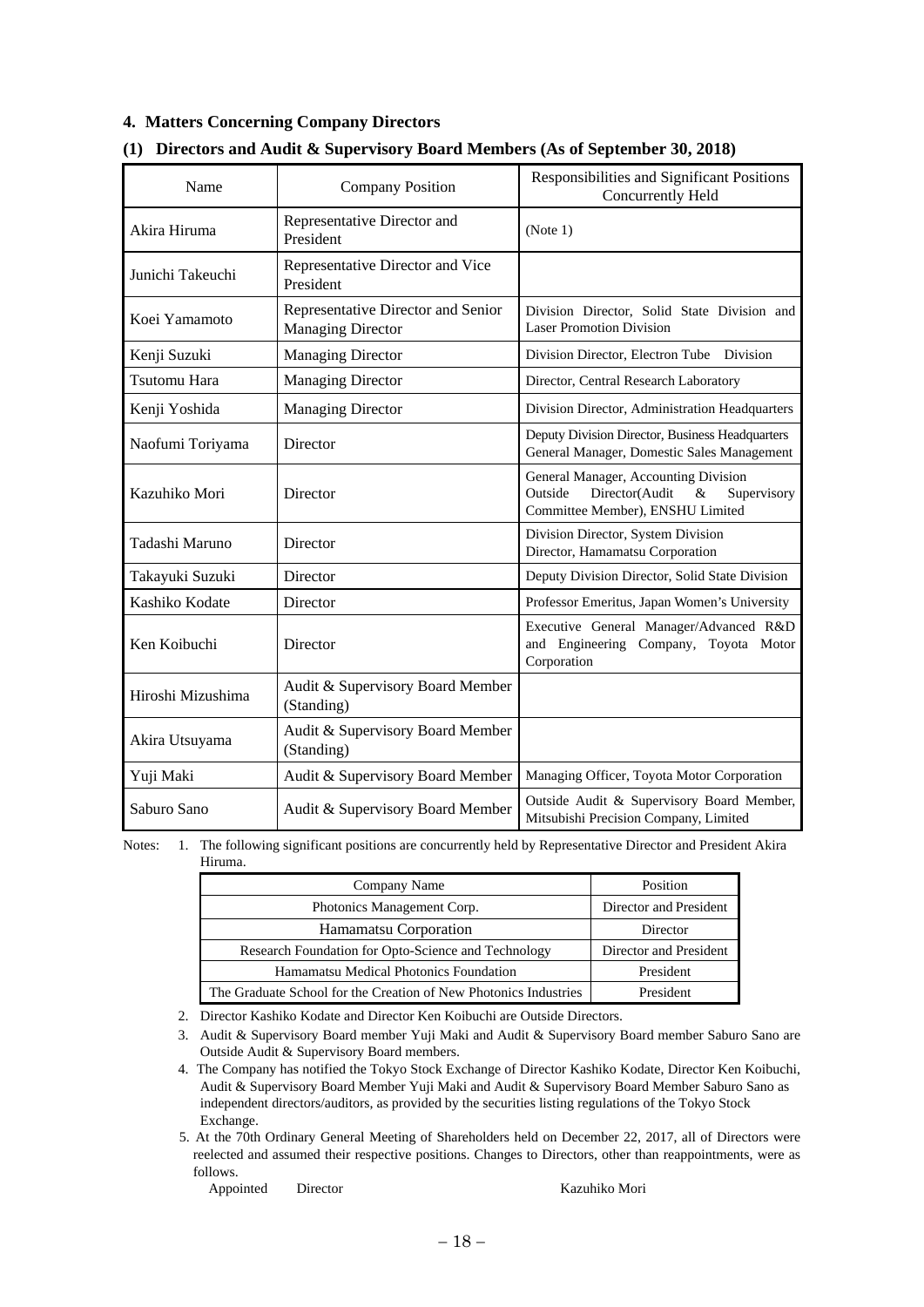## 4. Matters Concerning Company Directors

### (1) Directors and Audit & Supervisory Board Members (As of September 30, 2018)

| Name | Company Position | Responsibilities and Significant Positions Concurrently Held |
|---|---|---|
| Akira Hiruma | Representative Director and President | (Note 1) |
| Junichi Takeuchi | Representative Director and Vice President | |
| Koei Yamamoto | Representative Director and Senior Managing Director | Division Director, Solid State Division and Laser Promotion Division |
| Kenji Suzuki | Managing Director | Division Director, Electron Tube Division |
| Tsutomu Hara | Managing Director | Director, Central Research Laboratory |
| Kenji Yoshida | Managing Director | Division Director, Administration Headquarters |
| Naofumi Toriyama | Director | Deputy Division Director, Business Headquarters<br>General Manager, Domestic Sales Management |
| Kazuhiko Mori | Director | General Manager, Accounting Division<br>Outside Director(Audit & Supervisory Committee Member), ENSHU Limited |
| Tadashi Maruno | Director | Division Director, System Division<br>Director, Hamamatsu Corporation |
| Takayuki Suzuki | Director | Deputy Division Director, Solid State Division |
| Kashiko Kodate | Director | Professor Emeritus, Japan Women's University |
| Ken Koibuchi | Director | Executive General Manager/Advanced R&D and Engineering Company, Toyota Motor Corporation |
| Hiroshi Mizushima | Audit & Supervisory Board Member (Standing) | |
| Akira Utsuyama | Audit & Supervisory Board Member (Standing) | |
| Yuji Maki | Audit & Supervisory Board Member | Managing Officer, Toyota Motor Corporation |
| Saburo Sano | Audit & Supervisory Board Member | Outside Audit & Supervisory Board Member, Mitsubishi Precision Company, Limited |

Notes:

1. The following significant positions are concurrently held by Representative Director and President Akira Hiruma.

| Company Name | Position |
|---|---|
| Photonics Management Corp. | Director and President |
| Hamamatsu Corporation | Director |
| Research Foundation for Opto-Science and Technology | Director and President |
| Hamamatsu Medical Photonics Foundation | President |
| The Graduate School for the Creation of New Photonics Industries | President |

2. Director Kashiko Kodate and Director Ken Koibuchi are Outside Directors.
3. Audit & Supervisory Board member Yuji Maki and Audit & Supervisory Board member Saburo Sano are Outside Audit & Supervisory Board members.
4. The Company has notified the Tokyo Stock Exchange of Director Kashiko Kodate, Director Ken Koibuchi, Audit & Supervisory Board Member Yuji Maki and Audit & Supervisory Board Member Saburo Sano as independent directors/auditors, as provided by the securities listing regulations of the Tokyo Stock Exchange.
5. At the 70th Ordinary General Meeting of Shareholders held on December 22, 2017, all of Directors were reelected and assumed their respective positions. Changes to Directors, other than reappointments, were as follows.

   Appointed Director Kazuhiko Mori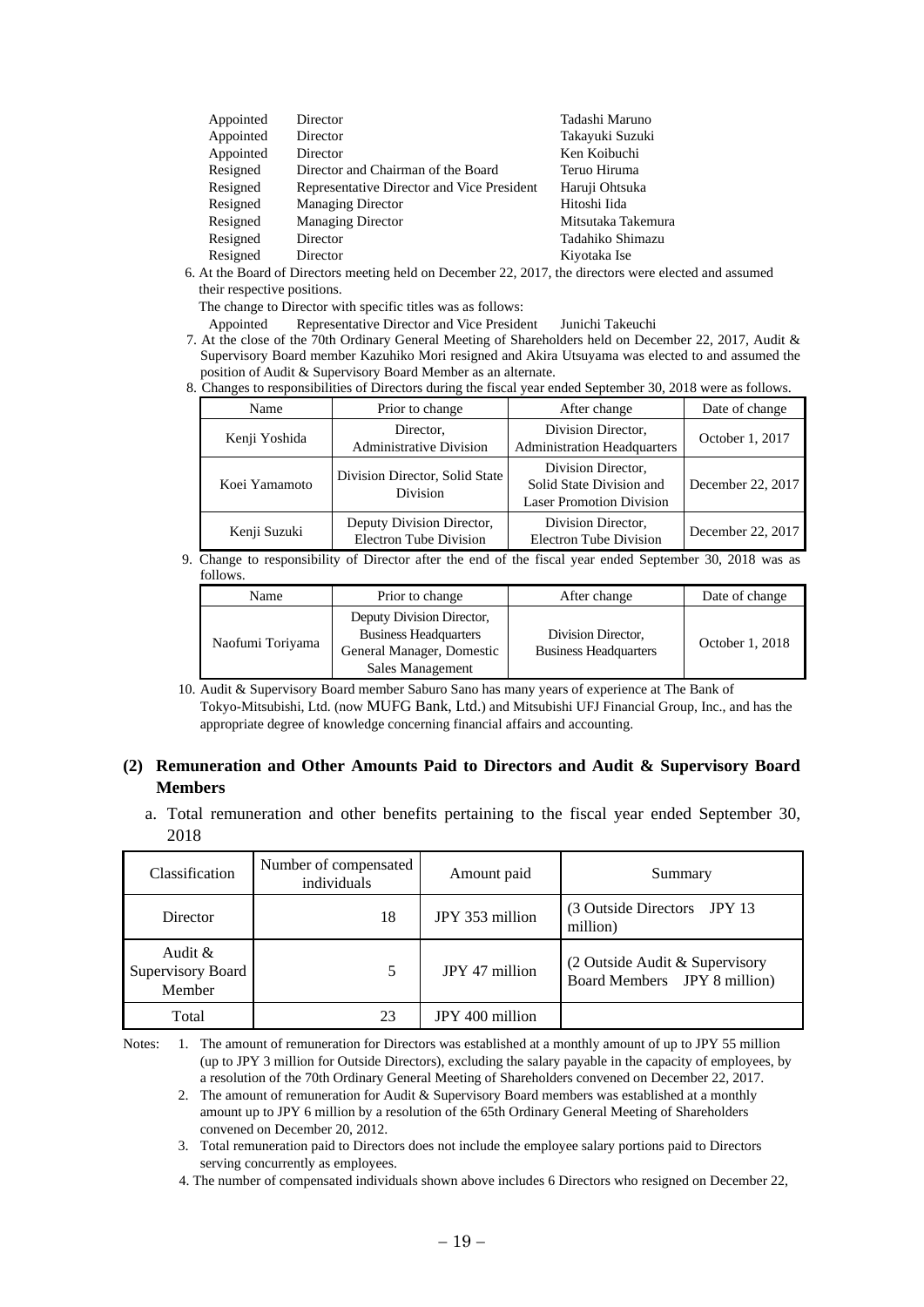| Appointed | Director | Tadashi Maruno |
|---|---|---|
| Appointed | Director | Takayuki Suzuki |
| Appointed | Director | Ken Koibuchi |
| Resigned | Director and Chairman of the Board | Teruo Hiruma |
| Resigned | Representative Director and Vice President | Haruji Ohtsuka |
| Resigned | Managing Director | Hitoshi Iida |
| Resigned | Managing Director | Mitsutaka Takemura |
| Resigned | Director | Tadahiko Shimazu |
| Resigned | Director | Kiyotaka Ise |

6. At the Board of Directors meeting held on December 22, 2017, the directors were elected and assumed their respective positions.

   The change to Director with specific titles was as follows:

   Appointed Representative Director and Vice President Junichi Takeuchi

7. At the close of the 70th Ordinary General Meeting of Shareholders held on December 22, 2017, Audit & Supervisory Board member Kazuhiko Mori resigned and Akira Utsuyama was elected to and assumed the position of Audit & Supervisory Board Member as an alternate.

8. Changes to responsibilities of Directors during the fiscal year ended September 30, 2018 were as follows.

| Name | Prior to change | After change | Date of change |
|---|---|---|---|
| Kenji Yoshida | Director, Administrative Division | Division Director, Administration Headquarters | October 1, 2017 |
| Koei Yamamoto | Division Director, Solid State Division | Division Director, Solid State Division and Laser Promotion Division | December 22, 2017 |
| Kenji Suzuki | Deputy Division Director, Electron Tube Division | Division Director, Electron Tube Division | December 22, 2017 |

9. Change to responsibility of Director after the end of the fiscal year ended September 30, 2018 was as follows.

| Name | Prior to change | After change | Date of change |
|---|---|---|---|
| Naofumi Toriyama | Deputy Division Director, Business Headquarters General Manager, Domestic Sales Management | Division Director, Business Headquarters | October 1, 2018 |

10. Audit & Supervisory Board member Saburo Sano has many years of experience at The Bank of Tokyo-Mitsubishi, Ltd. (now MUFG Bank, Ltd.) and Mitsubishi UFJ Financial Group, Inc., and has the appropriate degree of knowledge concerning financial affairs and accounting.

## (2) Remuneration and Other Amounts Paid to Directors and Audit & Supervisory Board Members

a. Total remuneration and other benefits pertaining to the fiscal year ended September 30, 2018

| Classification | Number of compensated individuals | Amount paid | Summary |
|---|---|---|---|
| Director | 18 | JPY 353 million | (3 Outside Directors JPY 13 million) |
| Audit & Supervisory Board Member | 5 | JPY 47 million | (2 Outside Audit & Supervisory Board Members JPY 8 million) |
| Total | 23 | JPY 400 million | |

Notes:

1. The amount of remuneration for Directors was established at a monthly amount of up to JPY 55 million (up to JPY 3 million for Outside Directors), excluding the salary payable in the capacity of employees, by a resolution of the 70th Ordinary General Meeting of Shareholders convened on December 22, 2017.
2. The amount of remuneration for Audit & Supervisory Board members was established at a monthly amount up to JPY 6 million by a resolution of the 65th Ordinary General Meeting of Shareholders convened on December 20, 2012.
3. Total remuneration paid to Directors does not include the employee salary portions paid to Directors serving concurrently as employees.
4. The number of compensated individuals shown above includes 6 Directors who resigned on December 22,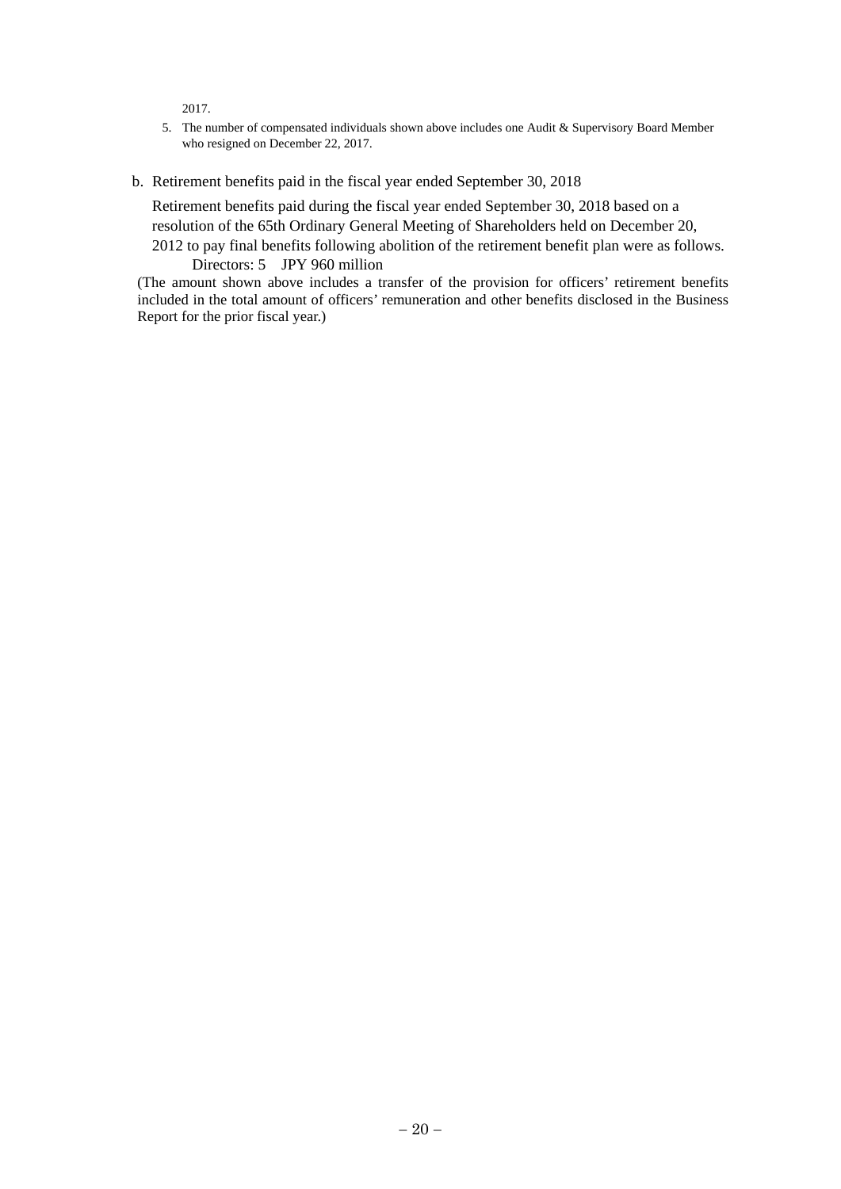2017.

5. The number of compensated individuals shown above includes one Audit & Supervisory Board Member who resigned on December 22, 2017.

b. Retirement benefits paid in the fiscal year ended September 30, 2018

Retirement benefits paid during the fiscal year ended September 30, 2018 based on a resolution of the 65th Ordinary General Meeting of Shareholders held on December 20, 2012 to pay final benefits following abolition of the retirement benefit plan were as follows.

Directors: 5 JPY 960 million

(The amount shown above includes a transfer of the provision for officers' retirement benefits included in the total amount of officers' remuneration and other benefits disclosed in the Business Report for the prior fiscal year.)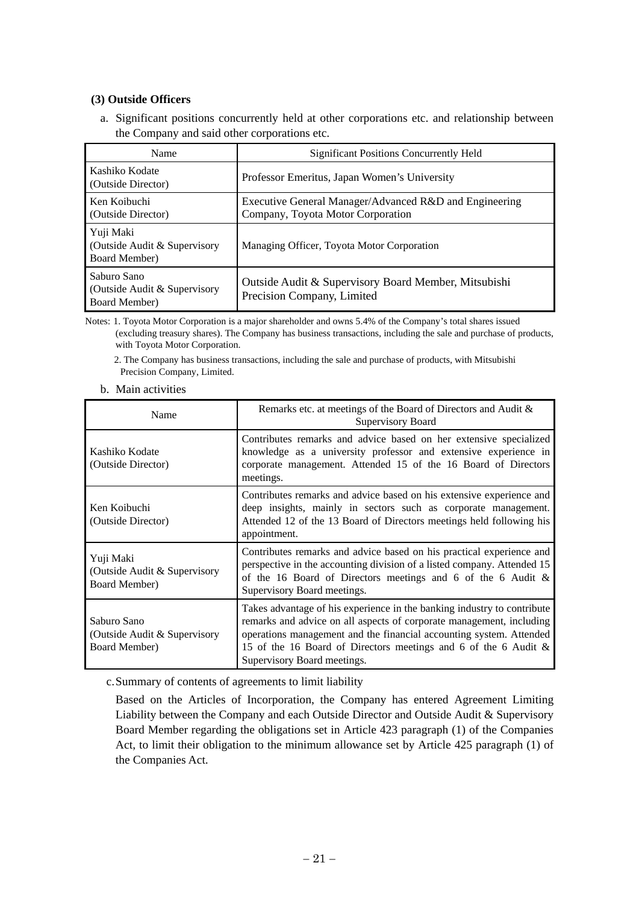### (3) Outside Officers

a. Significant positions concurrently held at other corporations etc. and relationship between the Company and said other corporations etc.

| Name | Significant Positions Concurrently Held |
|---|---|
| Kashiko Kodate (Outside Director) | Professor Emeritus, Japan Women's University |
| Ken Koibuchi (Outside Director) | Executive General Manager/Advanced R&D and Engineering Company, Toyota Motor Corporation |
| Yuji Maki (Outside Audit & Supervisory Board Member) | Managing Officer, Toyota Motor Corporation |
| Saburo Sano (Outside Audit & Supervisory Board Member) | Outside Audit & Supervisory Board Member, Mitsubishi Precision Company, Limited |

Notes: 1. Toyota Motor Corporation is a major shareholder and owns 5.4% of the Company's total shares issued (excluding treasury shares). The Company has business transactions, including the sale and purchase of products, with Toyota Motor Corporation.

2. The Company has business transactions, including the sale and purchase of products, with Mitsubishi Precision Company, Limited.

b. Main activities

| Name | Remarks etc. at meetings of the Board of Directors and Audit & Supervisory Board |
|---|---|
| Kashiko Kodate (Outside Director) | Contributes remarks and advice based on her extensive specialized knowledge as a university professor and extensive experience in corporate management. Attended 15 of the 16 Board of Directors meetings. |
| Ken Koibuchi (Outside Director) | Contributes remarks and advice based on his extensive experience and deep insights, mainly in sectors such as corporate management. Attended 12 of the 13 Board of Directors meetings held following his appointment. |
| Yuji Maki (Outside Audit & Supervisory Board Member) | Contributes remarks and advice based on his practical experience and perspective in the accounting division of a listed company. Attended 15 of the 16 Board of Directors meetings and 6 of the 6 Audit & Supervisory Board meetings. |
| Saburo Sano (Outside Audit & Supervisory Board Member) | Takes advantage of his experience in the banking industry to contribute remarks and advice on all aspects of corporate management, including operations management and the financial accounting system. Attended 15 of the 16 Board of Directors meetings and 6 of the 6 Audit & Supervisory Board meetings. |

c. Summary of contents of agreements to limit liability

Based on the Articles of Incorporation, the Company has entered Agreement Limiting Liability between the Company and each Outside Director and Outside Audit & Supervisory Board Member regarding the obligations set in Article 423 paragraph (1) of the Companies Act, to limit their obligation to the minimum allowance set by Article 425 paragraph (1) of the Companies Act.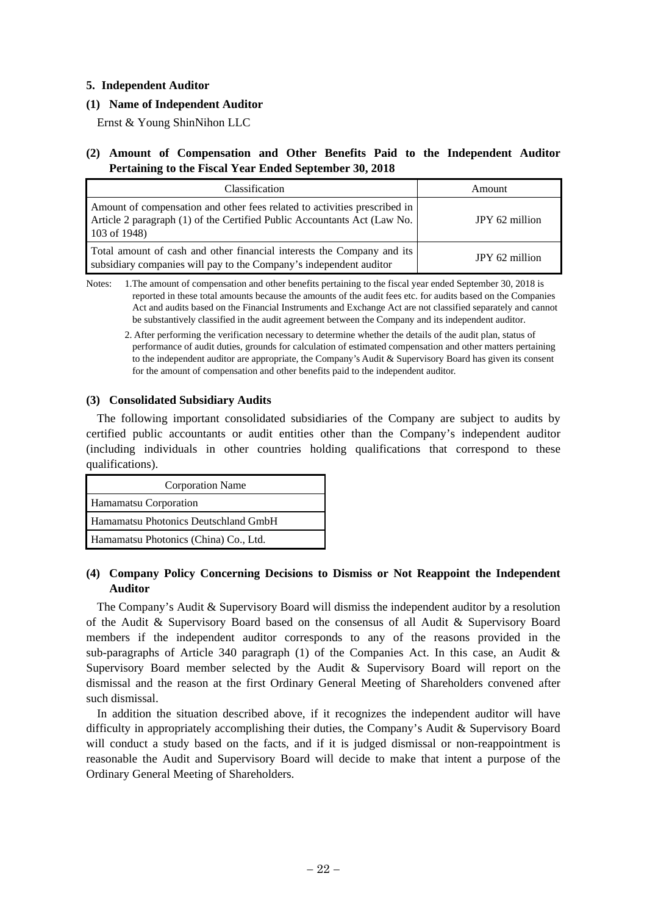## 5. Independent Auditor

### (1) Name of Independent Auditor

Ernst & Young ShinNihon LLC

### (2) Amount of Compensation and Other Benefits Paid to the Independent Auditor Pertaining to the Fiscal Year Ended September 30, 2018

| Classification | Amount |
|---|---|
| Amount of compensation and other fees related to activities prescribed in Article 2 paragraph (1) of the Certified Public Accountants Act (Law No. 103 of 1948) | JPY 62 million |
| Total amount of cash and other financial interests the Company and its subsidiary companies will pay to the Company's independent auditor | JPY 62 million |

Notes: 1. The amount of compensation and other benefits pertaining to the fiscal year ended September 30, 2018 is reported in these total amounts because the amounts of the audit fees etc. for audits based on the Companies Act and audits based on the Financial Instruments and Exchange Act are not classified separately and cannot be substantively classified in the audit agreement between the Company and its independent auditor.

2. After performing the verification necessary to determine whether the details of the audit plan, status of performance of audit duties, grounds for calculation of estimated compensation and other matters pertaining to the independent auditor are appropriate, the Company's Audit & Supervisory Board has given its consent for the amount of compensation and other benefits paid to the independent auditor.

### (3) Consolidated Subsidiary Audits

The following important consolidated subsidiaries of the Company are subject to audits by certified public accountants or audit entities other than the Company's independent auditor (including individuals in other countries holding qualifications that correspond to these qualifications).

| Corporation Name |
|---|
| Hamamatsu Corporation |
| Hamamatsu Photonics Deutschland GmbH |
| Hamamatsu Photonics (China) Co., Ltd. |

### (4) Company Policy Concerning Decisions to Dismiss or Not Reappoint the Independent Auditor

The Company's Audit & Supervisory Board will dismiss the independent auditor by a resolution of the Audit & Supervisory Board based on the consensus of all Audit & Supervisory Board members if the independent auditor corresponds to any of the reasons provided in the sub-paragraphs of Article 340 paragraph (1) of the Companies Act. In this case, an Audit & Supervisory Board member selected by the Audit & Supervisory Board will report on the dismissal and the reason at the first Ordinary General Meeting of Shareholders convened after such dismissal.

In addition the situation described above, if it recognizes the independent auditor will have difficulty in appropriately accomplishing their duties, the Company's Audit & Supervisory Board will conduct a study based on the facts, and if it is judged dismissal or non-reappointment is reasonable the Audit and Supervisory Board will decide to make that intent a purpose of the Ordinary General Meeting of Shareholders.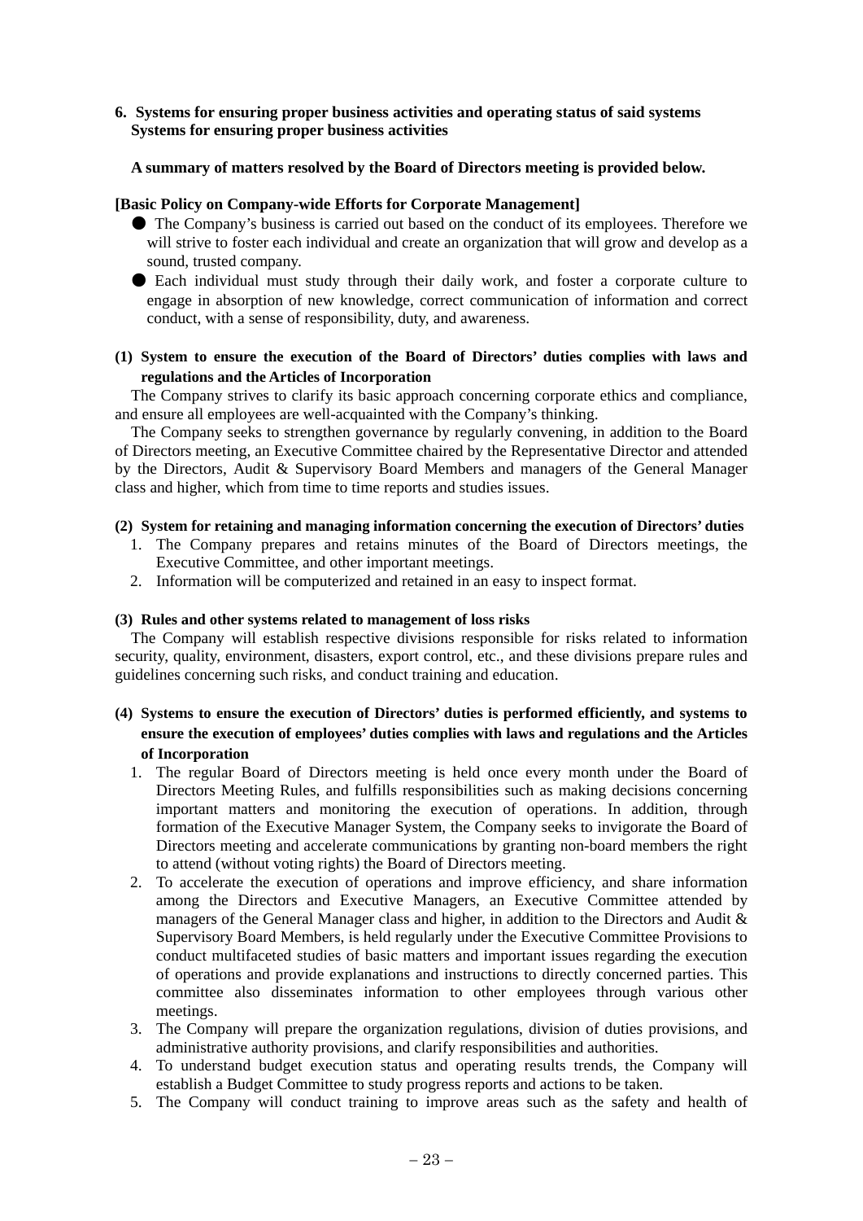**6. Systems for ensuring proper business activities and operating status of said systems**
**Systems for ensuring proper business activities**

**A summary of matters resolved by the Board of Directors meeting is provided below.**

**[Basic Policy on Company-wide Efforts for Corporate Management]**

- The Company's business is carried out based on the conduct of its employees. Therefore we will strive to foster each individual and create an organization that will grow and develop as a sound, trusted company.
- Each individual must study through their daily work, and foster a corporate culture to engage in absorption of new knowledge, correct communication of information and correct conduct, with a sense of responsibility, duty, and awareness.

**(1) System to ensure the execution of the Board of Directors' duties complies with laws and regulations and the Articles of Incorporation**

The Company strives to clarify its basic approach concerning corporate ethics and compliance, and ensure all employees are well-acquainted with the Company's thinking.

The Company seeks to strengthen governance by regularly convening, in addition to the Board of Directors meeting, an Executive Committee chaired by the Representative Director and attended by the Directors, Audit & Supervisory Board Members and managers of the General Manager class and higher, which from time to time reports and studies issues.

**(2) System for retaining and managing information concerning the execution of Directors' duties**

1. The Company prepares and retains minutes of the Board of Directors meetings, the Executive Committee, and other important meetings.
2. Information will be computerized and retained in an easy to inspect format.

**(3) Rules and other systems related to management of loss risks**

The Company will establish respective divisions responsible for risks related to information security, quality, environment, disasters, export control, etc., and these divisions prepare rules and guidelines concerning such risks, and conduct training and education.

**(4) Systems to ensure the execution of Directors' duties is performed efficiently, and systems to ensure the execution of employees' duties complies with laws and regulations and the Articles of Incorporation**

1. The regular Board of Directors meeting is held once every month under the Board of Directors Meeting Rules, and fulfills responsibilities such as making decisions concerning important matters and monitoring the execution of operations. In addition, through formation of the Executive Manager System, the Company seeks to invigorate the Board of Directors meeting and accelerate communications by granting non-board members the right to attend (without voting rights) the Board of Directors meeting.
2. To accelerate the execution of operations and improve efficiency, and share information among the Directors and Executive Managers, an Executive Committee attended by managers of the General Manager class and higher, in addition to the Directors and Audit & Supervisory Board Members, is held regularly under the Executive Committee Provisions to conduct multifaceted studies of basic matters and important issues regarding the execution of operations and provide explanations and instructions to directly concerned parties. This committee also disseminates information to other employees through various other meetings.
3. The Company will prepare the organization regulations, division of duties provisions, and administrative authority provisions, and clarify responsibilities and authorities.
4. To understand budget execution status and operating results trends, the Company will establish a Budget Committee to study progress reports and actions to be taken.
5. The Company will conduct training to improve areas such as the safety and health of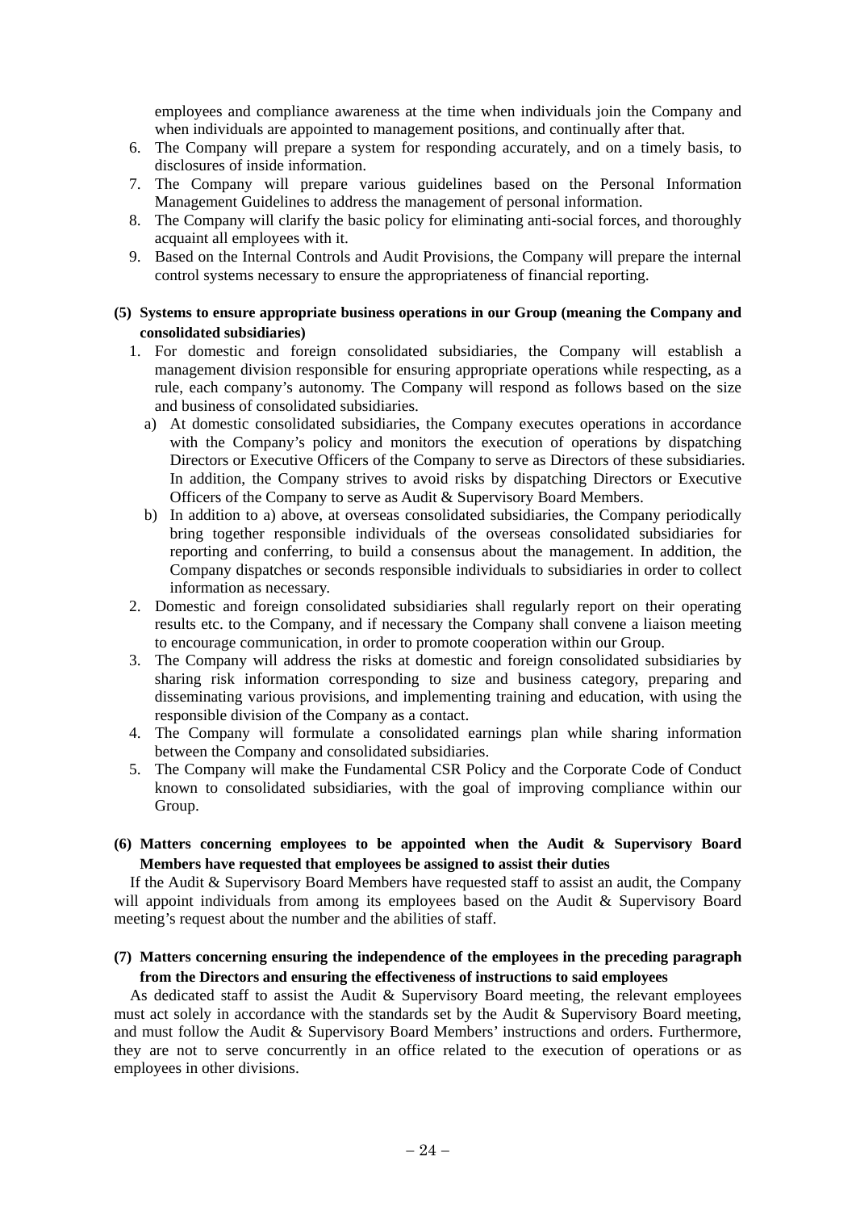employees and compliance awareness at the time when individuals join the Company and when individuals are appointed to management positions, and continually after that.

6. The Company will prepare a system for responding accurately, and on a timely basis, to disclosures of inside information.
7. The Company will prepare various guidelines based on the Personal Information Management Guidelines to address the management of personal information.
8. The Company will clarify the basic policy for eliminating anti-social forces, and thoroughly acquaint all employees with it.
9. Based on the Internal Controls and Audit Provisions, the Company will prepare the internal control systems necessary to ensure the appropriateness of financial reporting.

**(5) Systems to ensure appropriate business operations in our Group (meaning the Company and consolidated subsidiaries)**

1. For domestic and foreign consolidated subsidiaries, the Company will establish a management division responsible for ensuring appropriate operations while respecting, as a rule, each company's autonomy. The Company will respond as follows based on the size and business of consolidated subsidiaries.
   a) At domestic consolidated subsidiaries, the Company executes operations in accordance with the Company's policy and monitors the execution of operations by dispatching Directors or Executive Officers of the Company to serve as Directors of these subsidiaries. In addition, the Company strives to avoid risks by dispatching Directors or Executive Officers of the Company to serve as Audit & Supervisory Board Members.
   b) In addition to a) above, at overseas consolidated subsidiaries, the Company periodically bring together responsible individuals of the overseas consolidated subsidiaries for reporting and conferring, to build a consensus about the management. In addition, the Company dispatches or seconds responsible individuals to subsidiaries in order to collect information as necessary.
2. Domestic and foreign consolidated subsidiaries shall regularly report on their operating results etc. to the Company, and if necessary the Company shall convene a liaison meeting to encourage communication, in order to promote cooperation within our Group.
3. The Company will address the risks at domestic and foreign consolidated subsidiaries by sharing risk information corresponding to size and business category, preparing and disseminating various provisions, and implementing training and education, with using the responsible division of the Company as a contact.
4. The Company will formulate a consolidated earnings plan while sharing information between the Company and consolidated subsidiaries.
5. The Company will make the Fundamental CSR Policy and the Corporate Code of Conduct known to consolidated subsidiaries, with the goal of improving compliance within our Group.

**(6) Matters concerning employees to be appointed when the Audit & Supervisory Board Members have requested that employees be assigned to assist their duties**

If the Audit & Supervisory Board Members have requested staff to assist an audit, the Company will appoint individuals from among its employees based on the Audit & Supervisory Board meeting's request about the number and the abilities of staff.

**(7) Matters concerning ensuring the independence of the employees in the preceding paragraph from the Directors and ensuring the effectiveness of instructions to said employees**

As dedicated staff to assist the Audit & Supervisory Board meeting, the relevant employees must act solely in accordance with the standards set by the Audit & Supervisory Board meeting, and must follow the Audit & Supervisory Board Members' instructions and orders. Furthermore, they are not to serve concurrently in an office related to the execution of operations or as employees in other divisions.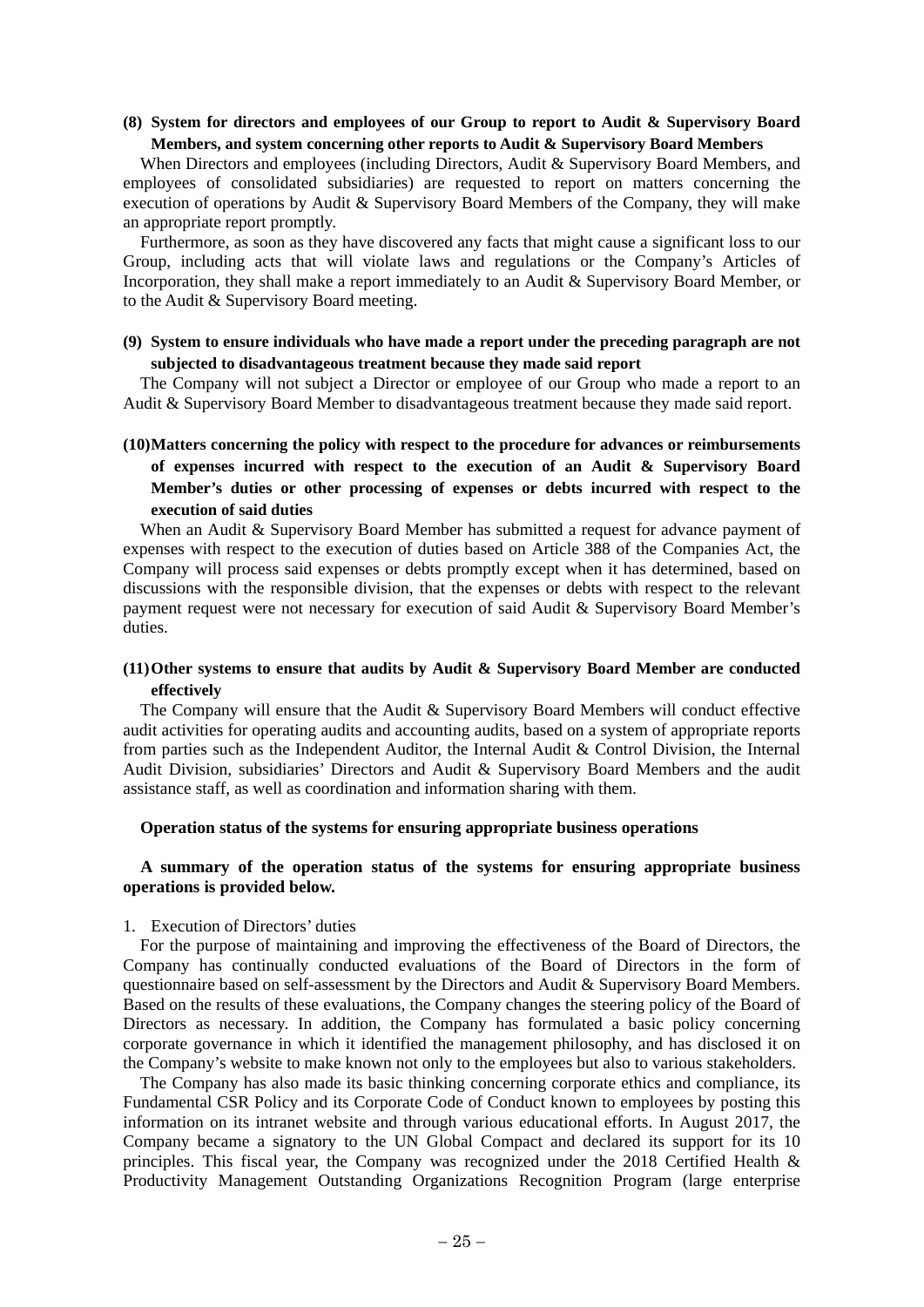**(8) System for directors and employees of our Group to report to Audit & Supervisory Board Members, and system concerning other reports to Audit & Supervisory Board Members**

When Directors and employees (including Directors, Audit & Supervisory Board Members, and employees of consolidated subsidiaries) are requested to report on matters concerning the execution of operations by Audit & Supervisory Board Members of the Company, they will make an appropriate report promptly.

Furthermore, as soon as they have discovered any facts that might cause a significant loss to our Group, including acts that will violate laws and regulations or the Company's Articles of Incorporation, they shall make a report immediately to an Audit & Supervisory Board Member, or to the Audit & Supervisory Board meeting.

**(9) System to ensure individuals who have made a report under the preceding paragraph are not subjected to disadvantageous treatment because they made said report**

The Company will not subject a Director or employee of our Group who made a report to an Audit & Supervisory Board Member to disadvantageous treatment because they made said report.

**(10) Matters concerning the policy with respect to the procedure for advances or reimbursements of expenses incurred with respect to the execution of an Audit & Supervisory Board Member's duties or other processing of expenses or debts incurred with respect to the execution of said duties**

When an Audit & Supervisory Board Member has submitted a request for advance payment of expenses with respect to the execution of duties based on Article 388 of the Companies Act, the Company will process said expenses or debts promptly except when it has determined, based on discussions with the responsible division, that the expenses or debts with respect to the relevant payment request were not necessary for execution of said Audit & Supervisory Board Member's duties.

**(11) Other systems to ensure that audits by Audit & Supervisory Board Member are conducted effectively**

The Company will ensure that the Audit & Supervisory Board Members will conduct effective audit activities for operating audits and accounting audits, based on a system of appropriate reports from parties such as the Independent Auditor, the Internal Audit & Control Division, the Internal Audit Division, subsidiaries' Directors and Audit & Supervisory Board Members and the audit assistance staff, as well as coordination and information sharing with them.

**Operation status of the systems for ensuring appropriate business operations**

**A summary of the operation status of the systems for ensuring appropriate business operations is provided below.**

1. Execution of Directors' duties

For the purpose of maintaining and improving the effectiveness of the Board of Directors, the Company has continually conducted evaluations of the Board of Directors in the form of questionnaire based on self-assessment by the Directors and Audit & Supervisory Board Members. Based on the results of these evaluations, the Company changes the steering policy of the Board of Directors as necessary. In addition, the Company has formulated a basic policy concerning corporate governance in which it identified the management philosophy, and has disclosed it on the Company's website to make known not only to the employees but also to various stakeholders.

The Company has also made its basic thinking concerning corporate ethics and compliance, its Fundamental CSR Policy and its Corporate Code of Conduct known to employees by posting this information on its intranet website and through various educational efforts. In August 2017, the Company became a signatory to the UN Global Compact and declared its support for its 10 principles. This fiscal year, the Company was recognized under the 2018 Certified Health & Productivity Management Outstanding Organizations Recognition Program (large enterprise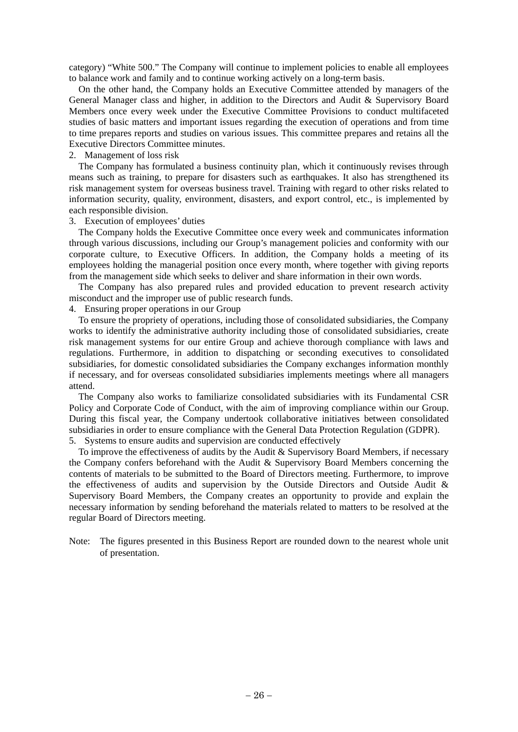category) “White 500.” The Company will continue to implement policies to enable all employees to balance work and family and to continue working actively on a long-term basis.

On the other hand, the Company holds an Executive Committee attended by managers of the General Manager class and higher, in addition to the Directors and Audit & Supervisory Board Members once every week under the Executive Committee Provisions to conduct multifaceted studies of basic matters and important issues regarding the execution of operations and from time to time prepares reports and studies on various issues. This committee prepares and retains all the Executive Directors Committee minutes.

2. Management of loss risk

The Company has formulated a business continuity plan, which it continuously revises through means such as training, to prepare for disasters such as earthquakes. It also has strengthened its risk management system for overseas business travel. Training with regard to other risks related to information security, quality, environment, disasters, and export control, etc., is implemented by each responsible division.

3. Execution of employees’ duties

The Company holds the Executive Committee once every week and communicates information through various discussions, including our Group’s management policies and conformity with our corporate culture, to Executive Officers. In addition, the Company holds a meeting of its employees holding the managerial position once every month, where together with giving reports from the management side which seeks to deliver and share information in their own words.

The Company has also prepared rules and provided education to prevent research activity misconduct and the improper use of public research funds.

4. Ensuring proper operations in our Group

To ensure the propriety of operations, including those of consolidated subsidiaries, the Company works to identify the administrative authority including those of consolidated subsidiaries, create risk management systems for our entire Group and achieve thorough compliance with laws and regulations. Furthermore, in addition to dispatching or seconding executives to consolidated subsidiaries, for domestic consolidated subsidiaries the Company exchanges information monthly if necessary, and for overseas consolidated subsidiaries implements meetings where all managers attend.

The Company also works to familiarize consolidated subsidiaries with its Fundamental CSR Policy and Corporate Code of Conduct, with the aim of improving compliance within our Group. During this fiscal year, the Company undertook collaborative initiatives between consolidated subsidiaries in order to ensure compliance with the General Data Protection Regulation (GDPR).

5. Systems to ensure audits and supervision are conducted effectively

To improve the effectiveness of audits by the Audit & Supervisory Board Members, if necessary the Company confers beforehand with the Audit & Supervisory Board Members concerning the contents of materials to be submitted to the Board of Directors meeting. Furthermore, to improve the effectiveness of audits and supervision by the Outside Directors and Outside Audit & Supervisory Board Members, the Company creates an opportunity to provide and explain the necessary information by sending beforehand the materials related to matters to be resolved at the regular Board of Directors meeting.

Note: The figures presented in this Business Report are rounded down to the nearest whole unit of presentation.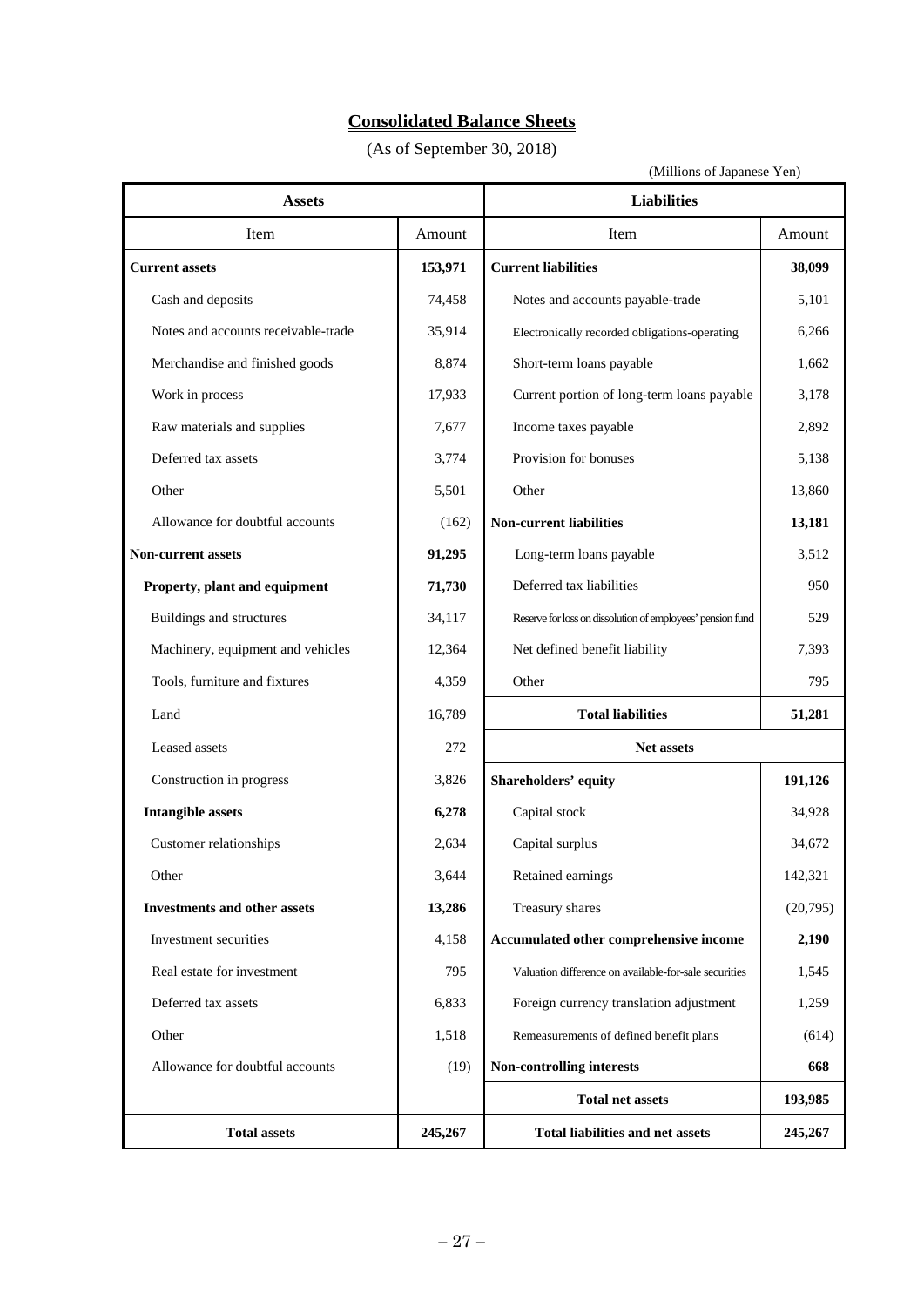# Consolidated Balance Sheets

(As of September 30, 2018)

(Millions of Japanese Yen)

| Assets | | Liabilities | |
|---|---|---|---|
| Item | Amount | Item | Amount |
| **Current assets** | **153,971** | **Current liabilities** | **38,099** |
| Cash and deposits | 74,458 | Notes and accounts payable-trade | 5,101 |
| Notes and accounts receivable-trade | 35,914 | Electronically recorded obligations-operating | 6,266 |
| Merchandise and finished goods | 8,874 | Short-term loans payable | 1,662 |
| Work in process | 17,933 | Current portion of long-term loans payable | 3,178 |
| Raw materials and supplies | 7,677 | Income taxes payable | 2,892 |
| Deferred tax assets | 3,774 | Provision for bonuses | 5,138 |
| Other | 5,501 | Other | 13,860 |
| Allowance for doubtful accounts | (162) | **Non-current liabilities** | **13,181** |
| **Non-current assets** | **91,295** | Long-term loans payable | 3,512 |
| **Property, plant and equipment** | **71,730** | Deferred tax liabilities | 950 |
| Buildings and structures | 34,117 | Reserve for loss on dissolution of employees' pension fund | 529 |
| Machinery, equipment and vehicles | 12,364 | Net defined benefit liability | 7,393 |
| Tools, furniture and fixtures | 4,359 | Other | 795 |
| Land | 16,789 | **Total liabilities** | **51,281** |
| Leased assets | 272 | **Net assets** | |
| Construction in progress | 3,826 | **Shareholders' equity** | **191,126** |
| **Intangible assets** | **6,278** | Capital stock | 34,928 |
| Customer relationships | 2,634 | Capital surplus | 34,672 |
| Other | 3,644 | Retained earnings | 142,321 |
| **Investments and other assets** | **13,286** | Treasury shares | (20,795) |
| Investment securities | 4,158 | **Accumulated other comprehensive income** | **2,190** |
| Real estate for investment | 795 | Valuation difference on available-for-sale securities | 1,545 |
| Deferred tax assets | 6,833 | Foreign currency translation adjustment | 1,259 |
| Other | 1,518 | Remeasurements of defined benefit plans | (614) |
| Allowance for doubtful accounts | (19) | **Non-controlling interests** | **668** |
| | | **Total net assets** | **193,985** |
| **Total assets** | **245,267** | **Total liabilities and net assets** | **245,267** |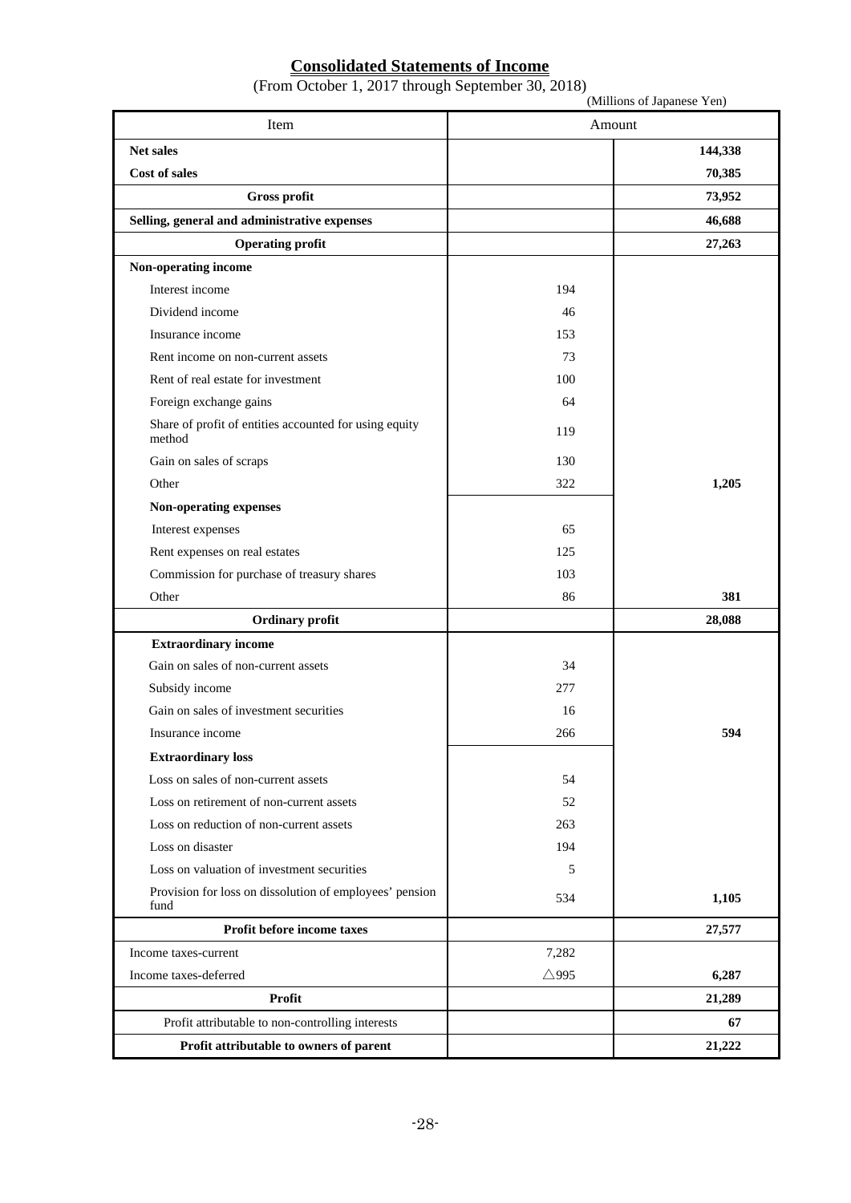# Consolidated Statements of Income

(From October 1, 2017 through September 30, 2018)

(Millions of Japanese Yen)

| Item | Amount | |
|---|---|---|
| **Net sales** | | **144,338** |
| **Cost of sales** | | **70,385** |
| **Gross profit** | | **73,952** |
| **Selling, general and administrative expenses** | | **46,688** |
| **Operating profit** | | **27,263** |
| **Non-operating income** | | |
| Interest income | 194 | |
| Dividend income | 46 | |
| Insurance income | 153 | |
| Rent income on non-current assets | 73 | |
| Rent of real estate for investment | 100 | |
| Foreign exchange gains | 64 | |
| Share of profit of entities accounted for using equity method | 119 | |
| Gain on sales of scraps | 130 | |
| Other | 322 | **1,205** |
| **Non-operating expenses** | | |
| Interest expenses | 65 | |
| Rent expenses on real estates | 125 | |
| Commission for purchase of treasury shares | 103 | |
| Other | 86 | **381** |
| **Ordinary profit** | | **28,088** |
| **Extraordinary income** | | |
| Gain on sales of non-current assets | 34 | |
| Subsidy income | 277 | |
| Gain on sales of investment securities | 16 | |
| Insurance income | 266 | **594** |
| **Extraordinary loss** | | |
| Loss on sales of non-current assets | 54 | |
| Loss on retirement of non-current assets | 52 | |
| Loss on reduction of non-current assets | 263 | |
| Loss on disaster | 194 | |
| Loss on valuation of investment securities | 5 | |
| Provision for loss on dissolution of employees' pension fund | 534 | **1,105** |
| **Profit before income taxes** | | **27,577** |
| Income taxes-current | 7,282 | |
| Income taxes-deferred | △995 | **6,287** |
| **Profit** | | **21,289** |
| Profit attributable to non-controlling interests | | **67** |
| **Profit attributable to owners of parent** | | **21,222** |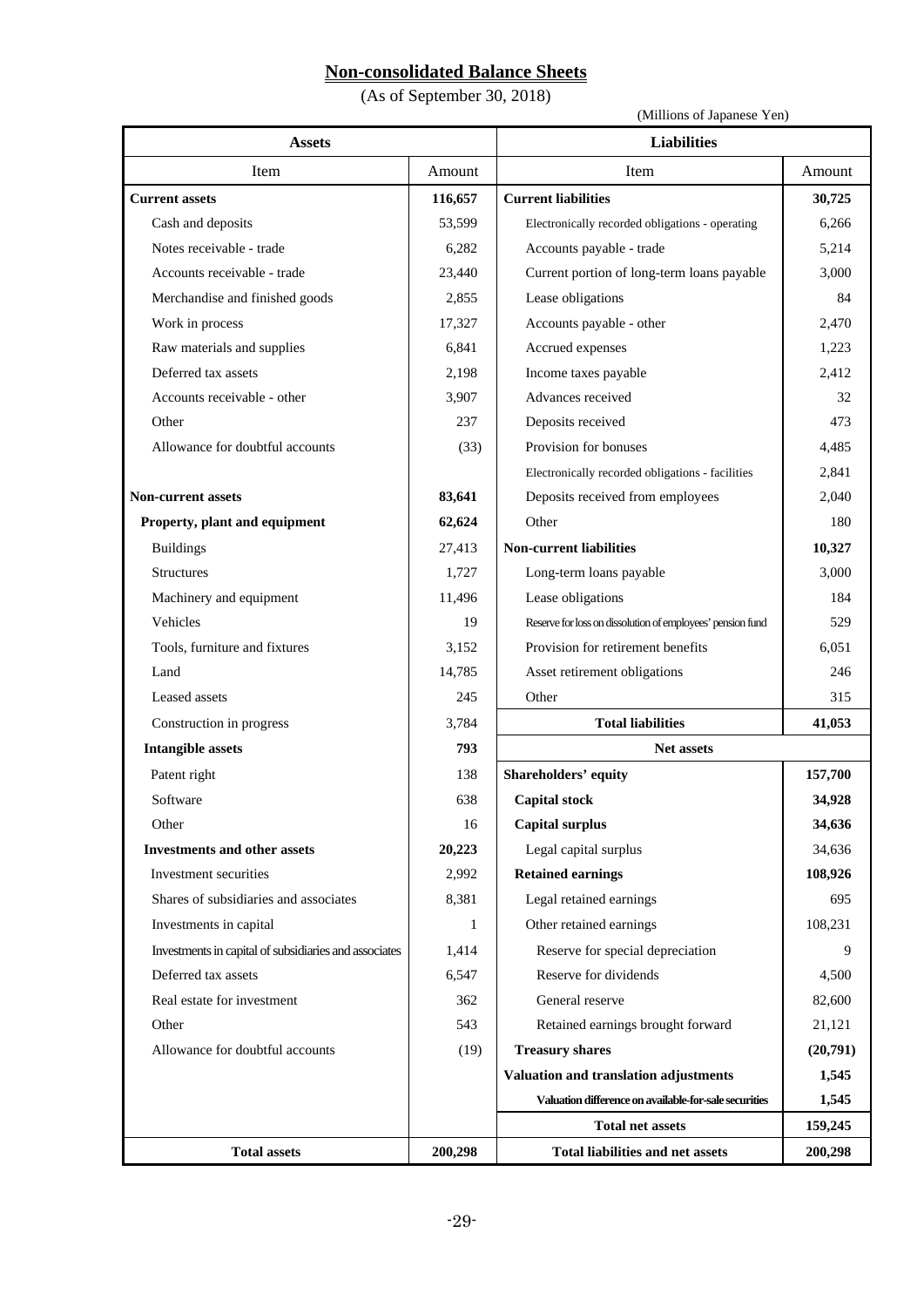# Non-consolidated Balance Sheets

(As of September 30, 2018)

(Millions of Japanese Yen)

| Assets | | Liabilities | |
|---|---|---|---|
| Item | Amount | Item | Amount |
| **Current assets** | **116,657** | **Current liabilities** | **30,725** |
| Cash and deposits | 53,599 | Electronically recorded obligations - operating | 6,266 |
| Notes receivable - trade | 6,282 | Accounts payable - trade | 5,214 |
| Accounts receivable - trade | 23,440 | Current portion of long-term loans payable | 3,000 |
| Merchandise and finished goods | 2,855 | Lease obligations | 84 |
| Work in process | 17,327 | Accounts payable - other | 2,470 |
| Raw materials and supplies | 6,841 | Accrued expenses | 1,223 |
| Deferred tax assets | 2,198 | Income taxes payable | 2,412 |
| Accounts receivable - other | 3,907 | Advances received | 32 |
| Other | 237 | Deposits received | 473 |
| Allowance for doubtful accounts | (33) | Provision for bonuses | 4,485 |
| | | Electronically recorded obligations - facilities | 2,841 |
| **Non-current assets** | **83,641** | Deposits received from employees | 2,040 |
| **Property, plant and equipment** | **62,624** | Other | 180 |
| Buildings | 27,413 | **Non-current liabilities** | **10,327** |
| Structures | 1,727 | Long-term loans payable | 3,000 |
| Machinery and equipment | 11,496 | Lease obligations | 184 |
| Vehicles | 19 | Reserve for loss on dissolution of employees' pension fund | 529 |
| Tools, furniture and fixtures | 3,152 | Provision for retirement benefits | 6,051 |
| Land | 14,785 | Asset retirement obligations | 246 |
| Leased assets | 245 | Other | 315 |
| Construction in progress | 3,784 | **Total liabilities** | **41,053** |
| **Intangible assets** | **793** | **Net assets** | |
| Patent right | 138 | **Shareholders' equity** | **157,700** |
| Software | 638 | **Capital stock** | **34,928** |
| Other | 16 | **Capital surplus** | **34,636** |
| **Investments and other assets** | **20,223** | Legal capital surplus | 34,636 |
| Investment securities | 2,992 | **Retained earnings** | **108,926** |
| Shares of subsidiaries and associates | 8,381 | Legal retained earnings | 695 |
| Investments in capital | 1 | Other retained earnings | 108,231 |
| Investments in capital of subsidiaries and associates | 1,414 | Reserve for special depreciation | 9 |
| Deferred tax assets | 6,547 | Reserve for dividends | 4,500 |
| Real estate for investment | 362 | General reserve | 82,600 |
| Other | 543 | Retained earnings brought forward | 21,121 |
| Allowance for doubtful accounts | (19) | **Treasury shares** | **(20,791)** |
| | | **Valuation and translation adjustments** | **1,545** |
| | | **Valuation difference on available-for-sale securities** | **1,545** |
| | | **Total net assets** | **159,245** |
| **Total assets** | **200,298** | **Total liabilities and net assets** | **200,298** |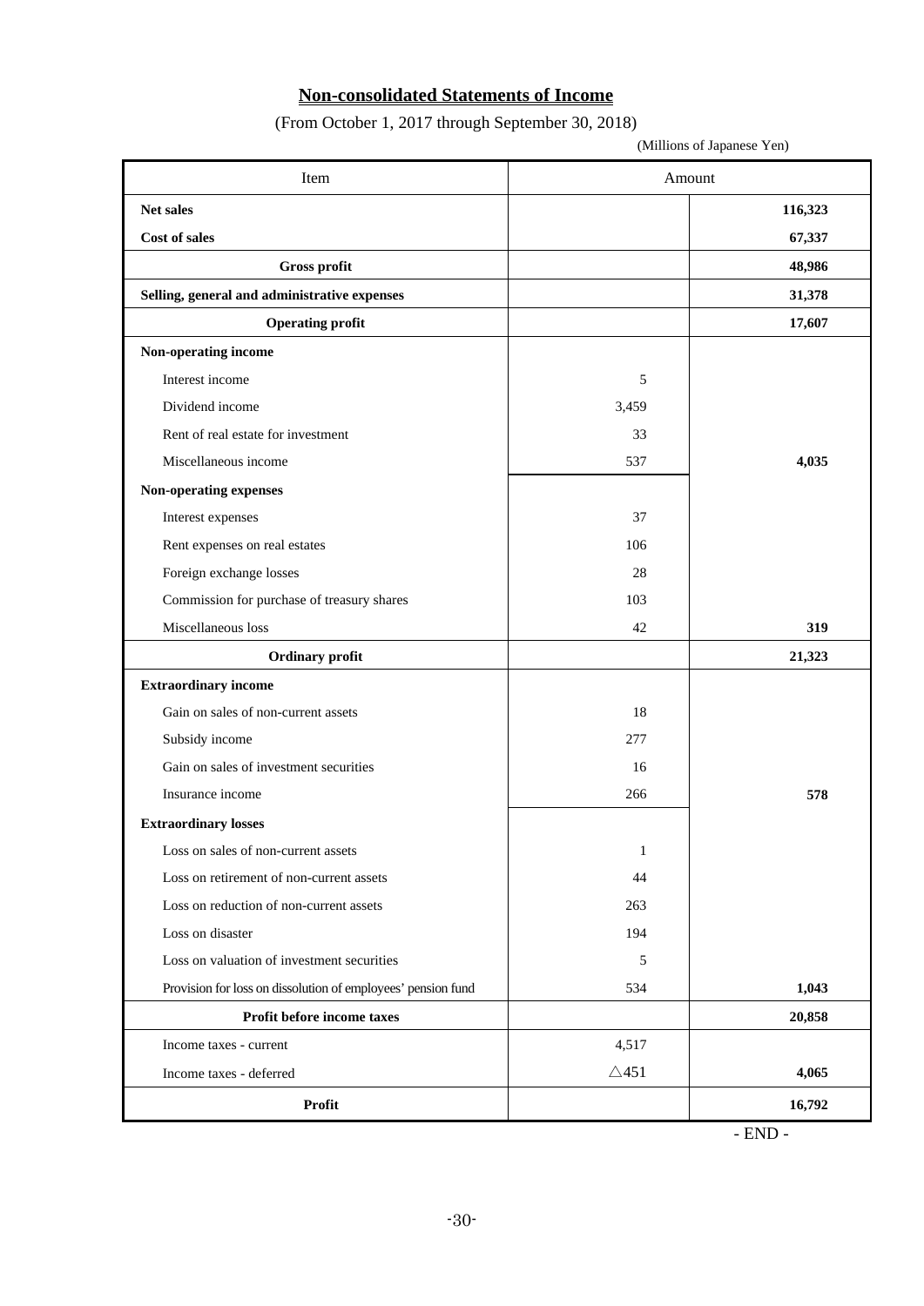# Non-consolidated Statements of Income

(From October 1, 2017 through September 30, 2018)

(Millions of Japanese Yen)

| Item | Amount | |
|---|---|---|
| **Net sales** | | **116,323** |
| **Cost of sales** | | **67,337** |
| **Gross profit** | | **48,986** |
| **Selling, general and administrative expenses** | | **31,378** |
| **Operating profit** | | **17,607** |
| **Non-operating income** | | |
| Interest income | 5 | |
| Dividend income | 3,459 | |
| Rent of real estate for investment | 33 | |
| Miscellaneous income | 537 | **4,035** |
| **Non-operating expenses** | | |
| Interest expenses | 37 | |
| Rent expenses on real estates | 106 | |
| Foreign exchange losses | 28 | |
| Commission for purchase of treasury shares | 103 | |
| Miscellaneous loss | 42 | **319** |
| **Ordinary profit** | | **21,323** |
| **Extraordinary income** | | |
| Gain on sales of non-current assets | 18 | |
| Subsidy income | 277 | |
| Gain on sales of investment securities | 16 | |
| Insurance income | 266 | **578** |
| **Extraordinary losses** | | |
| Loss on sales of non-current assets | 1 | |
| Loss on retirement of non-current assets | 44 | |
| Loss on reduction of non-current assets | 263 | |
| Loss on disaster | 194 | |
| Loss on valuation of investment securities | 5 | |
| Provision for loss on dissolution of employees' pension fund | 534 | **1,043** |
| **Profit before income taxes** | | **20,858** |
| Income taxes - current | 4,517 | |
| Income taxes - deferred | △451 | **4,065** |
| **Profit** | | **16,792** |

- END -